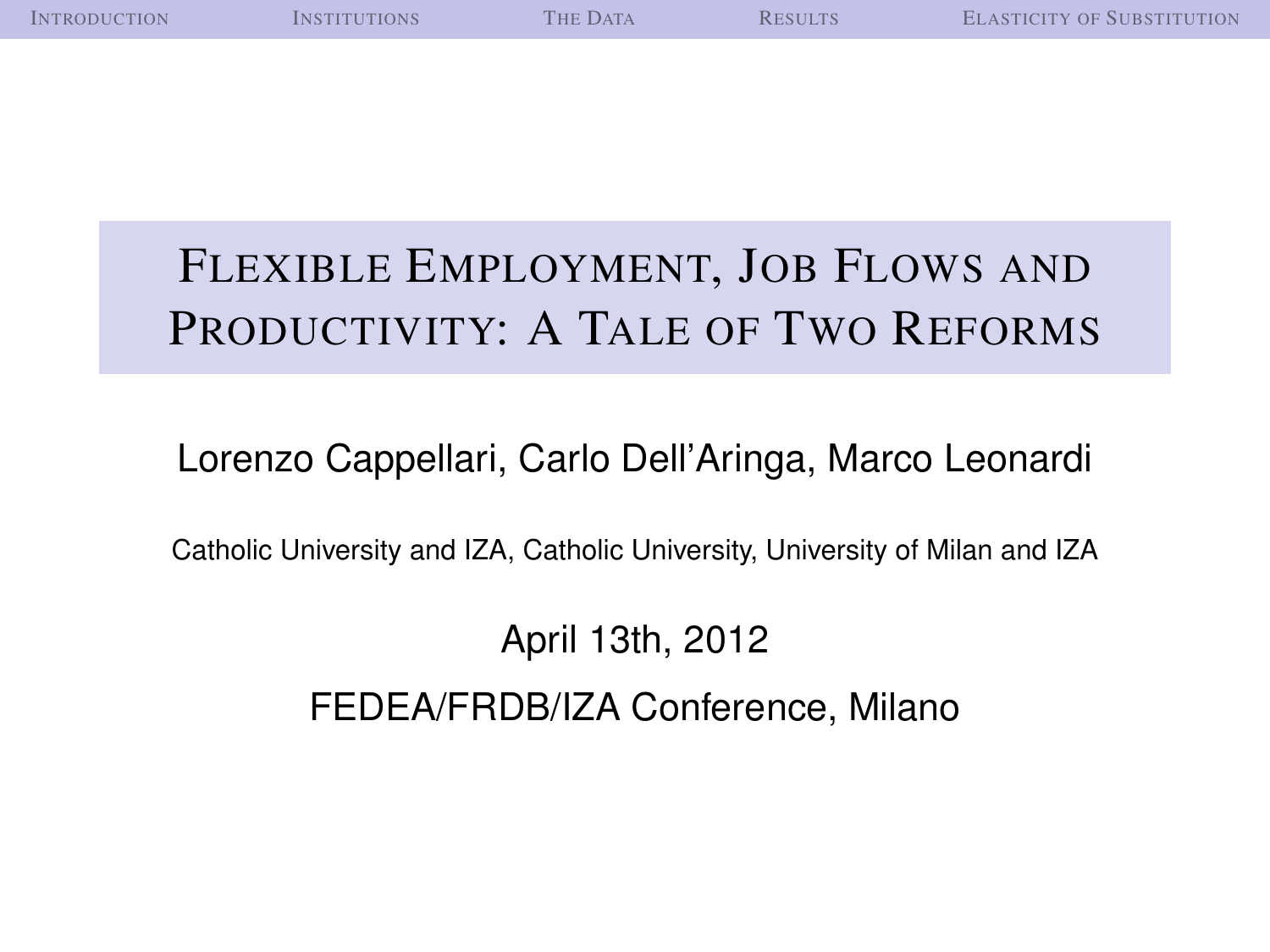# Flexible Employment, Job Flows and Productivity: A Tale of Two Reforms

Lorenzo Cappellari, Carlo Dell'Aringa, Marco Leonardi

Catholic University and IZA, Catholic University, University of Milan and IZA

April 13th, 2012

FEDEA/FRDB/IZA Conference, Milano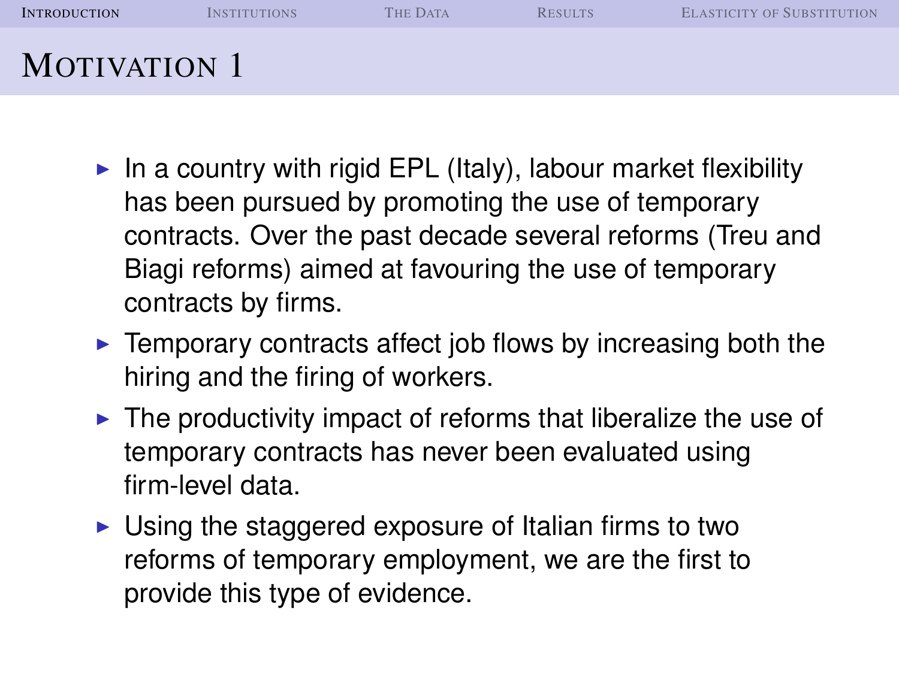# Motivation 1

- In a country with rigid EPL (Italy), labour market flexibility has been pursued by promoting the use of temporary contracts. Over the past decade several reforms (Treu and Biagi reforms) aimed at favouring the use of temporary contracts by firms.
- Temporary contracts affect job flows by increasing both the hiring and the firing of workers.
- The productivity impact of reforms that liberalize the use of temporary contracts has never been evaluated using firm-level data.
- Using the staggered exposure of Italian firms to two reforms of temporary employment, we are the first to provide this type of evidence.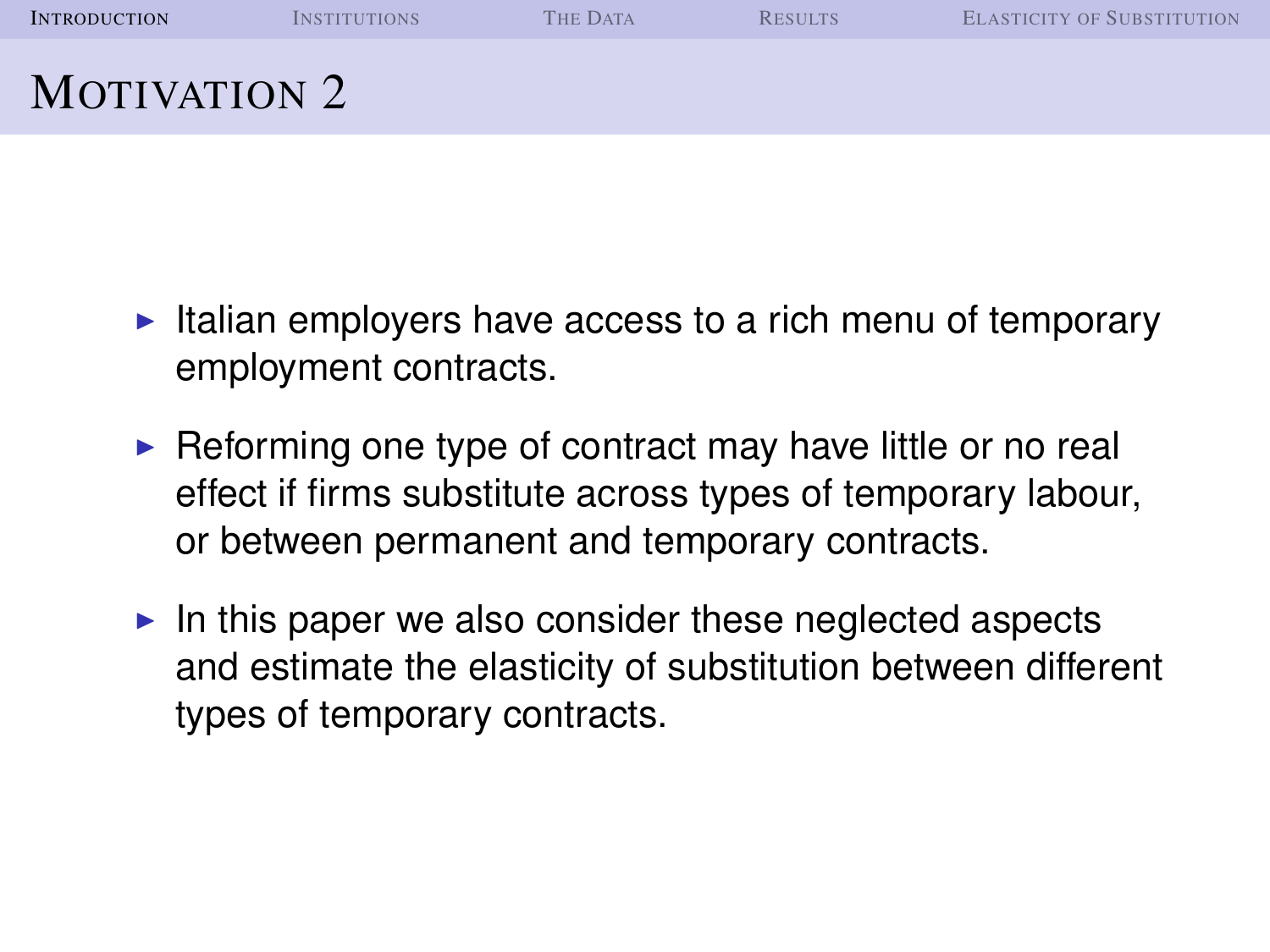# Motivation 2

- Italian employers have access to a rich menu of temporary employment contracts.
- Reforming one type of contract may have little or no real effect if firms substitute across types of temporary labour, or between permanent and temporary contracts.
- In this paper we also consider these neglected aspects and estimate the elasticity of substitution between different types of temporary contracts.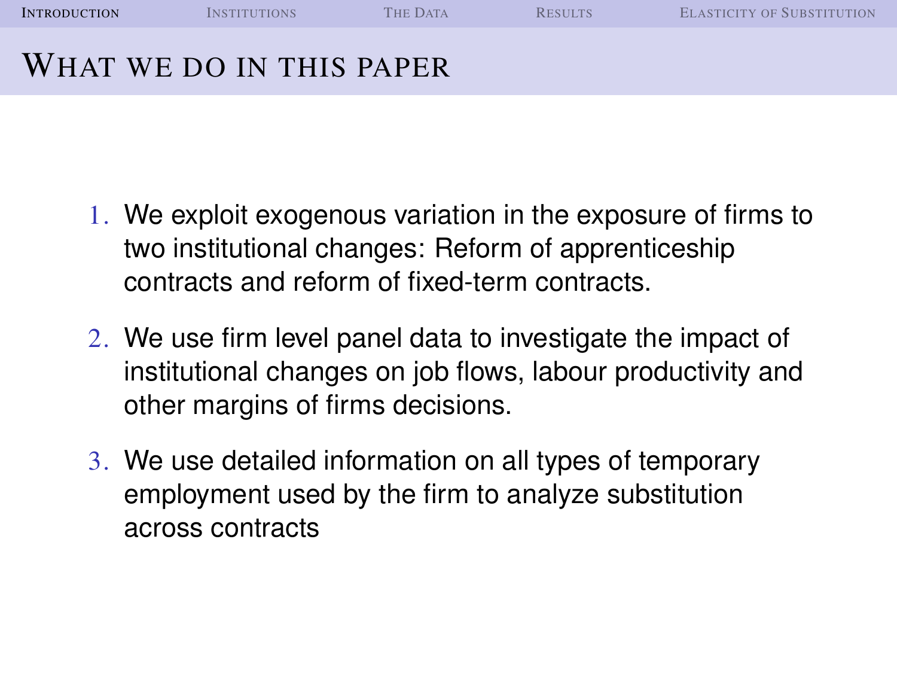# What we do in this paper

1. We exploit exogenous variation in the exposure of firms to two institutional changes: Reform of apprenticeship contracts and reform of fixed-term contracts.
2. We use firm level panel data to investigate the impact of institutional changes on job flows, labour productivity and other margins of firms decisions.
3. We use detailed information on all types of temporary employment used by the firm to analyze substitution across contracts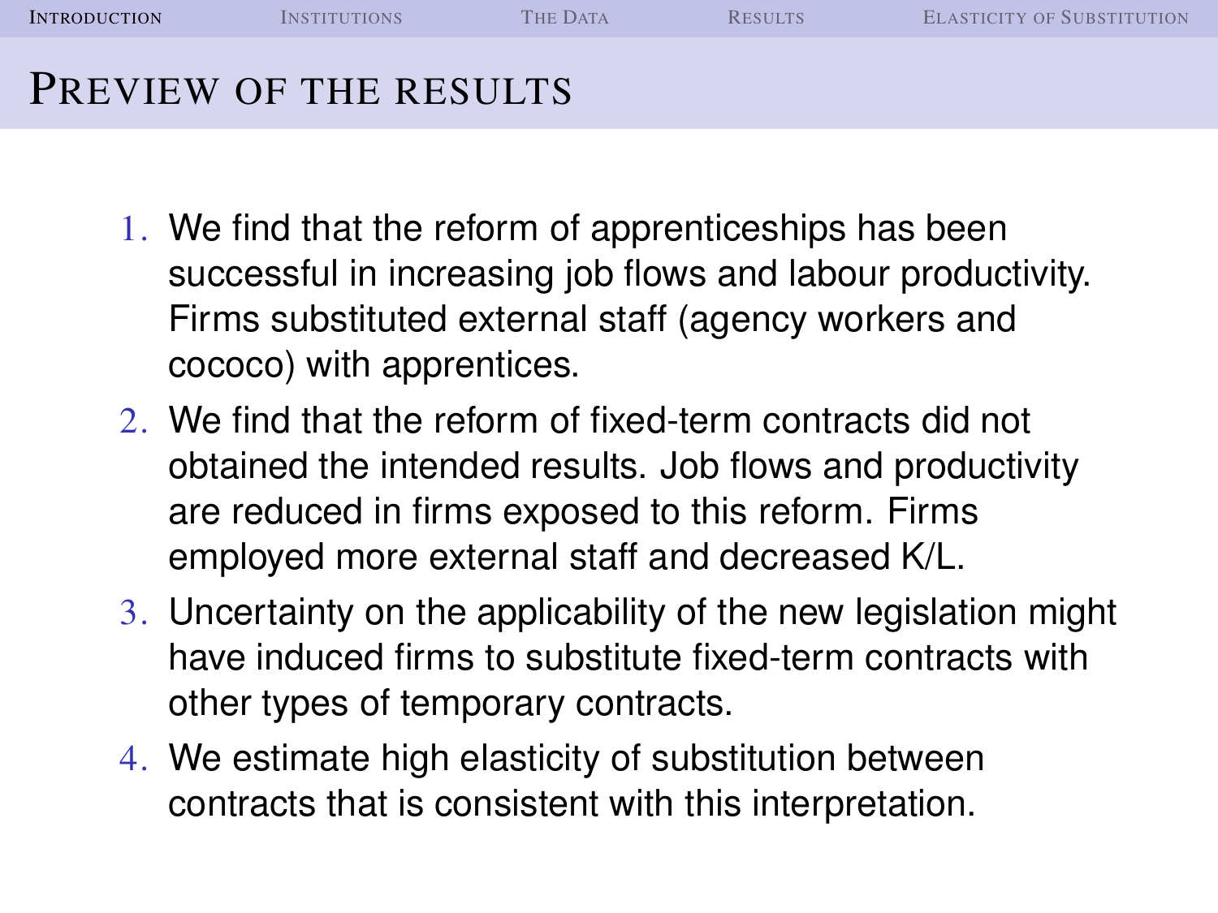# Preview of the results

1. We find that the reform of apprenticeships has been successful in increasing job flows and labour productivity. Firms substituted external staff (agency workers and cococo) with apprentices.
2. We find that the reform of fixed-term contracts did not obtained the intended results. Job flows and productivity are reduced in firms exposed to this reform. Firms employed more external staff and decreased K/L.
3. Uncertainty on the applicability of the new legislation might have induced firms to substitute fixed-term contracts with other types of temporary contracts.
4. We estimate high elasticity of substitution between contracts that is consistent with this interpretation.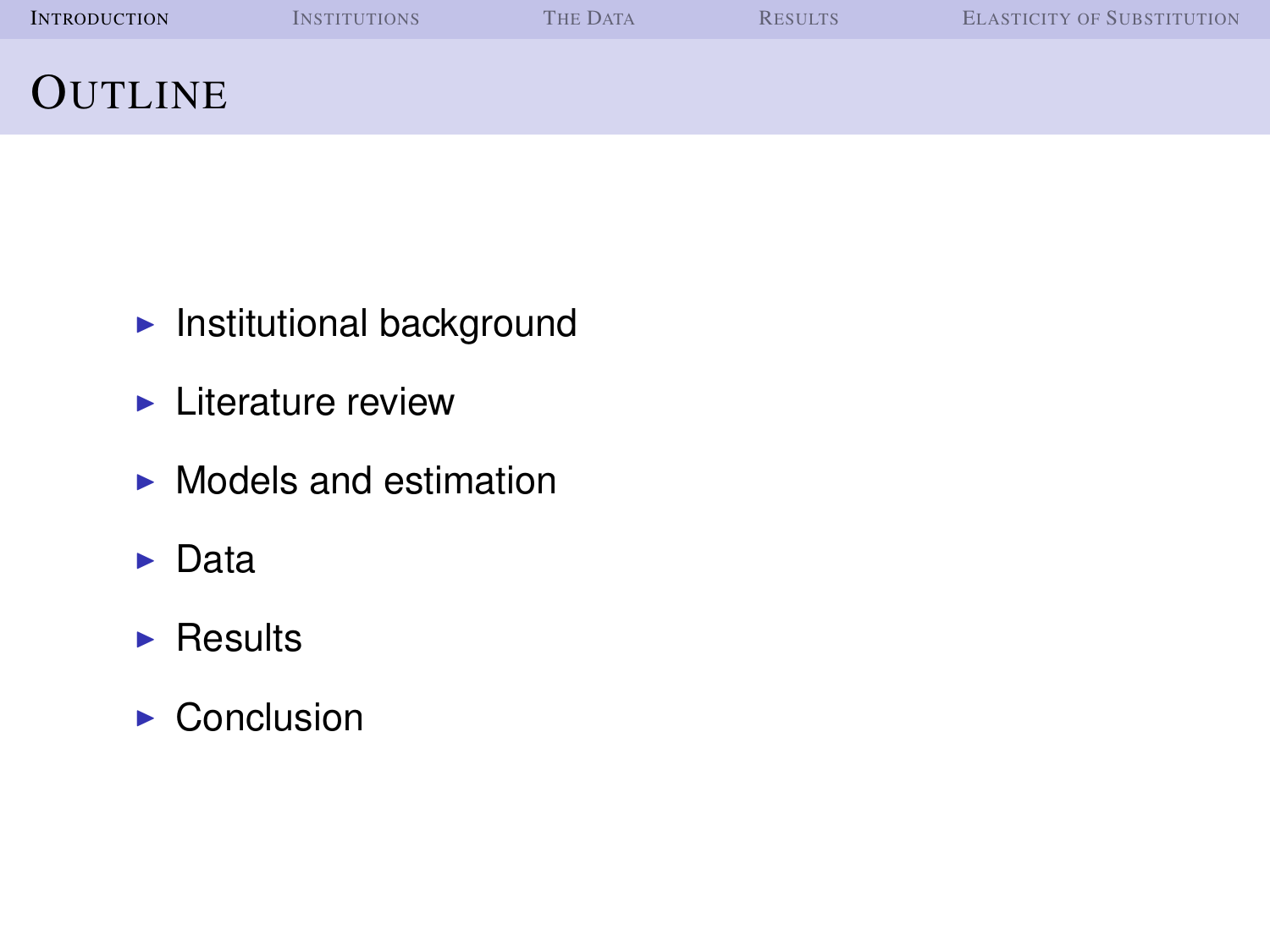# Outline

- Institutional background
- Literature review
- Models and estimation
- Data
- Results
- Conclusion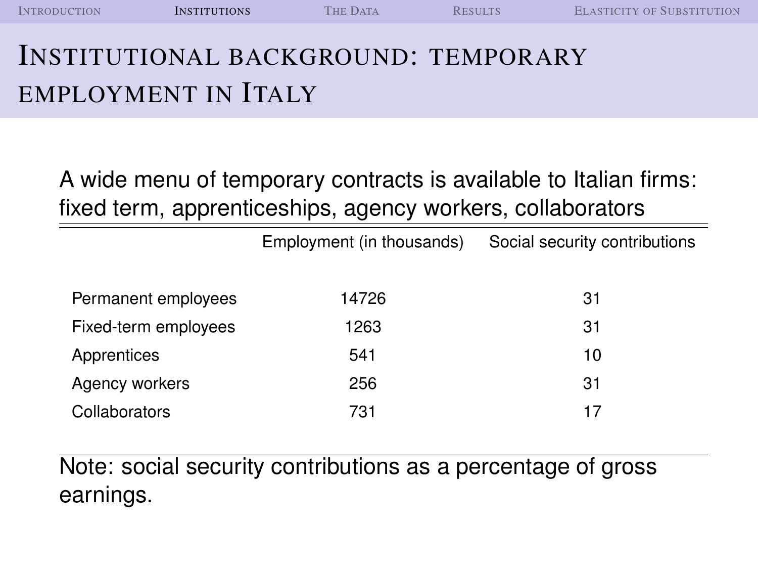# Institutional background: temporary employment in Italy

A wide menu of temporary contracts is available to Italian firms: fixed term, apprenticeships, agency workers, collaborators

| | Employment (in thousands) | Social security contributions |
|---|---|---|
| Permanent employees | 14726 | 31 |
| Fixed-term employees | 1263 | 31 |
| Apprentices | 541 | 10 |
| Agency workers | 256 | 31 |
| Collaborators | 731 | 17 |

Note: social security contributions as a percentage of gross earnings.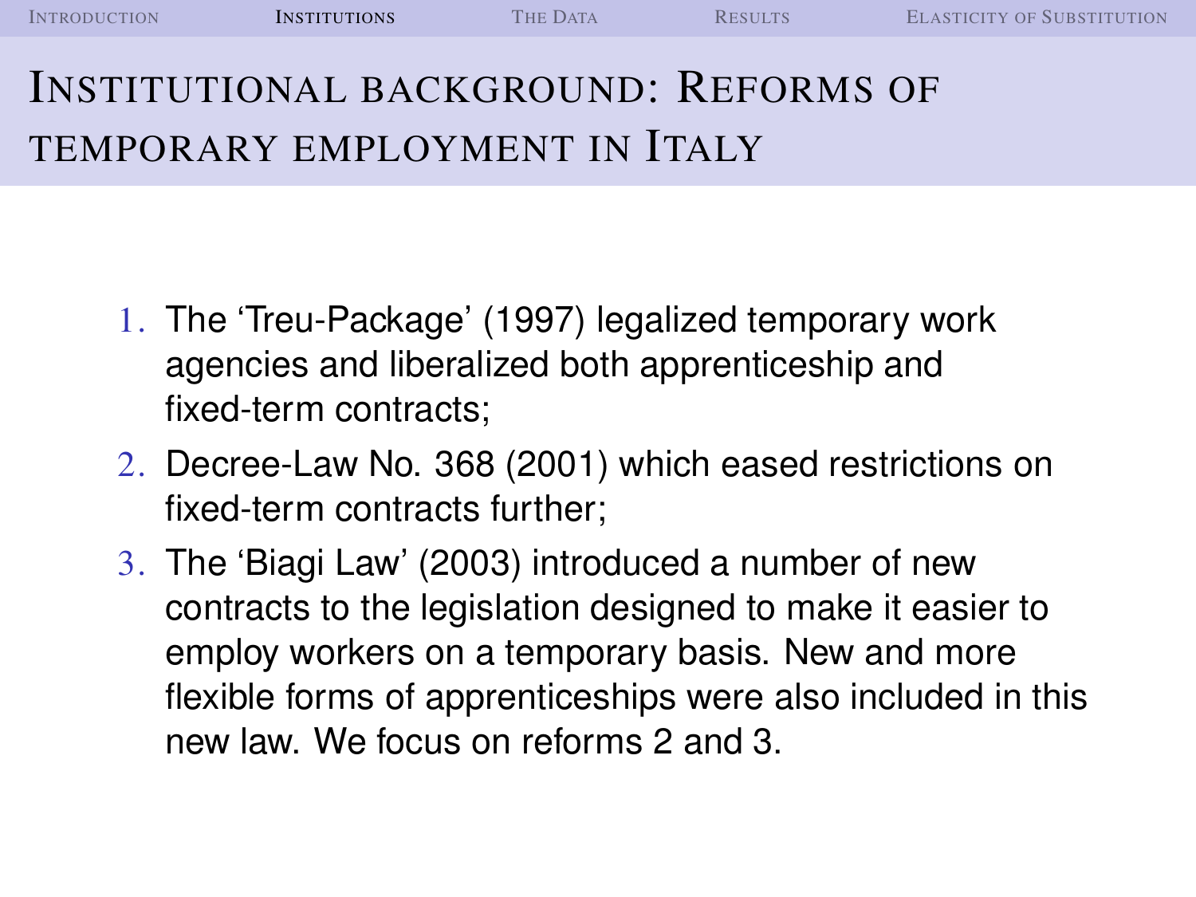# Institutional background: Reforms of temporary employment in Italy

1. The ‘Treu-Package’ (1997) legalized temporary work agencies and liberalized both apprenticeship and fixed-term contracts;
2. Decree-Law No. 368 (2001) which eased restrictions on fixed-term contracts further;
3. The ‘Biagi Law’ (2003) introduced a number of new contracts to the legislation designed to make it easier to employ workers on a temporary basis. New and more flexible forms of apprenticeships were also included in this new law. We focus on reforms 2 and 3.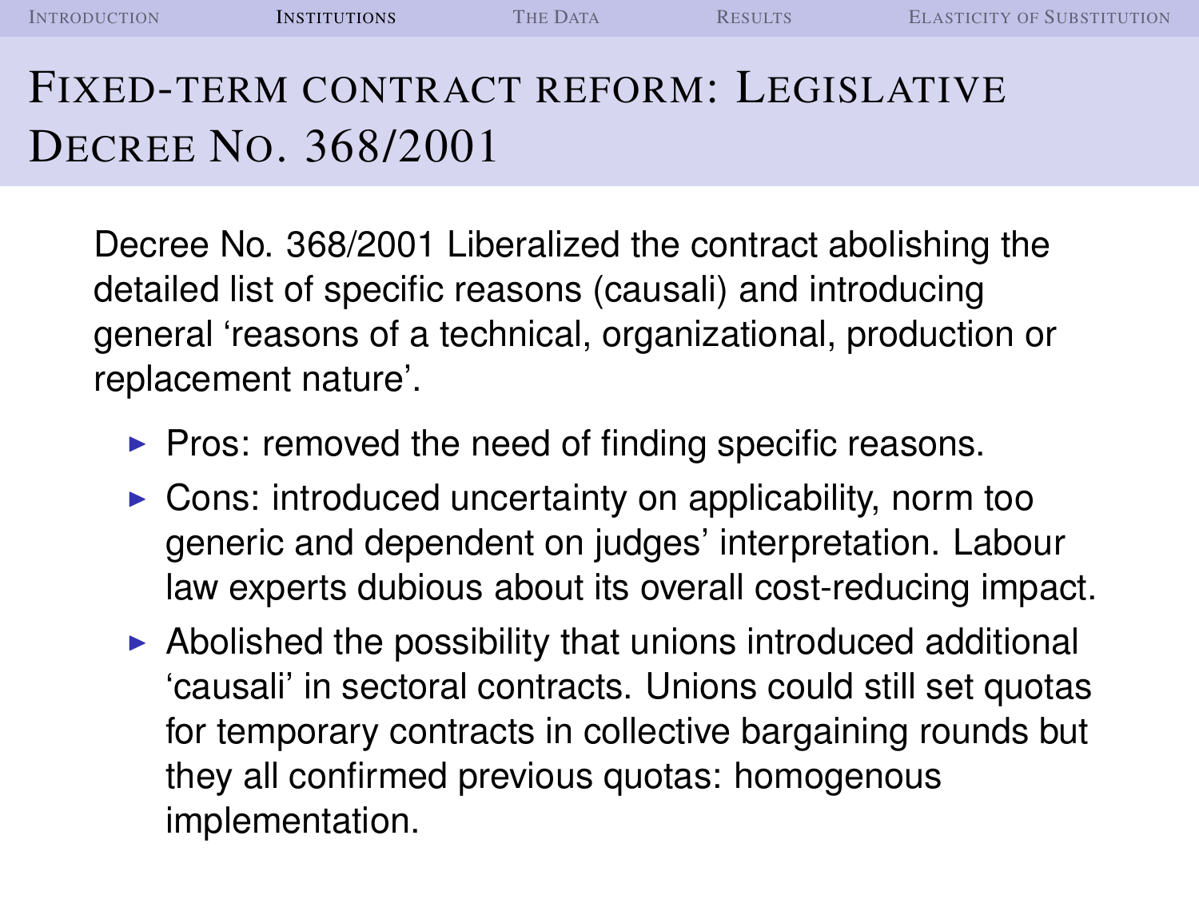# Fixed-term contract reform: Legislative Decree No. 368/2001

Decree No. 368/2001 Liberalized the contract abolishing the detailed list of specific reasons (causali) and introducing general 'reasons of a technical, organizational, production or replacement nature'.

- Pros: removed the need of finding specific reasons.
- Cons: introduced uncertainty on applicability, norm too generic and dependent on judges' interpretation. Labour law experts dubious about its overall cost-reducing impact.
- Abolished the possibility that unions introduced additional 'causali' in sectoral contracts. Unions could still set quotas for temporary contracts in collective bargaining rounds but they all confirmed previous quotas: homogenous implementation.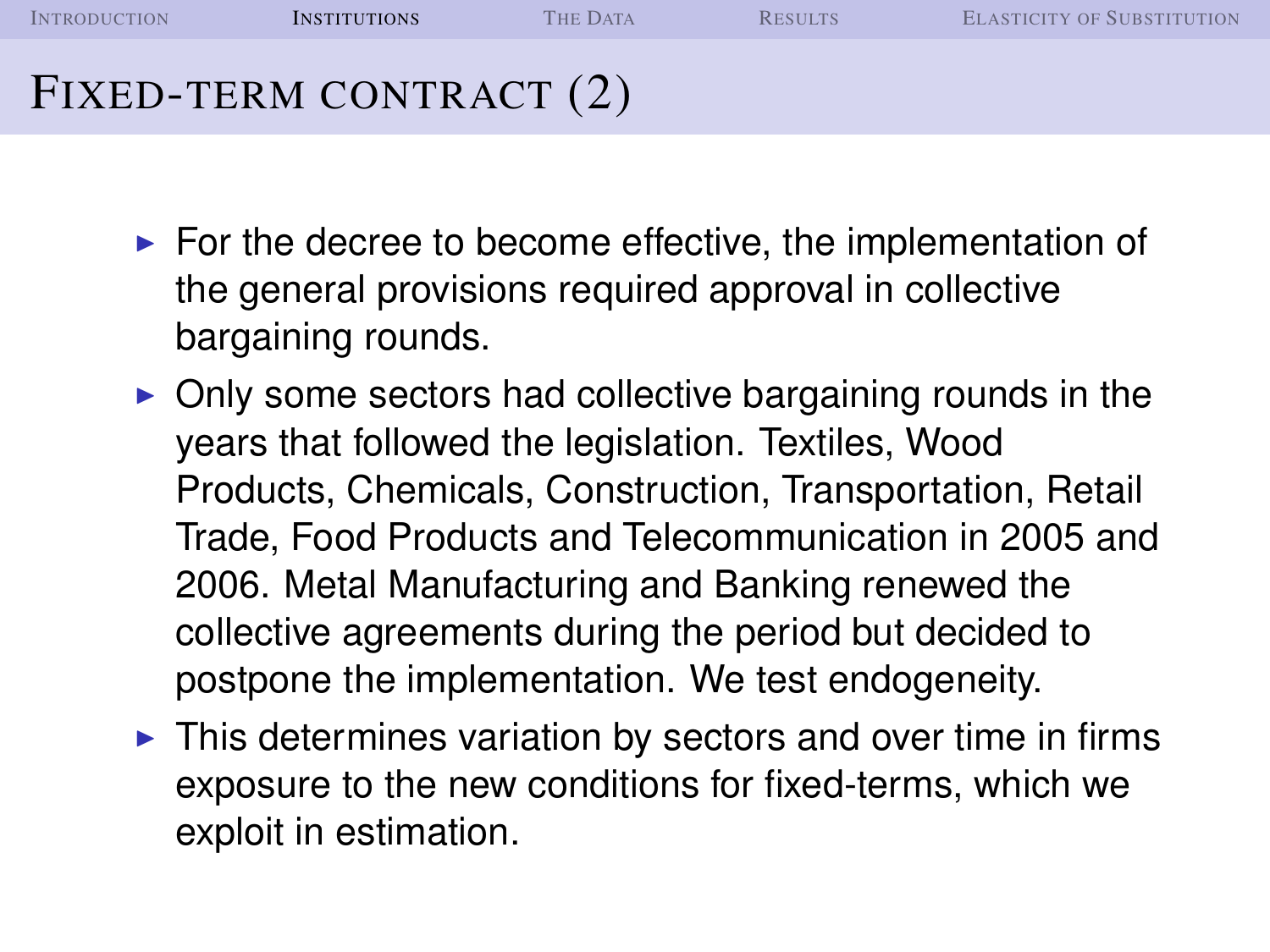# Fixed-term contract (2)

- For the decree to become effective, the implementation of the general provisions required approval in collective bargaining rounds.
- Only some sectors had collective bargaining rounds in the years that followed the legislation. Textiles, Wood Products, Chemicals, Construction, Transportation, Retail Trade, Food Products and Telecommunication in 2005 and 2006. Metal Manufacturing and Banking renewed the collective agreements during the period but decided to postpone the implementation. We test endogeneity.
- This determines variation by sectors and over time in firms exposure to the new conditions for fixed-terms, which we exploit in estimation.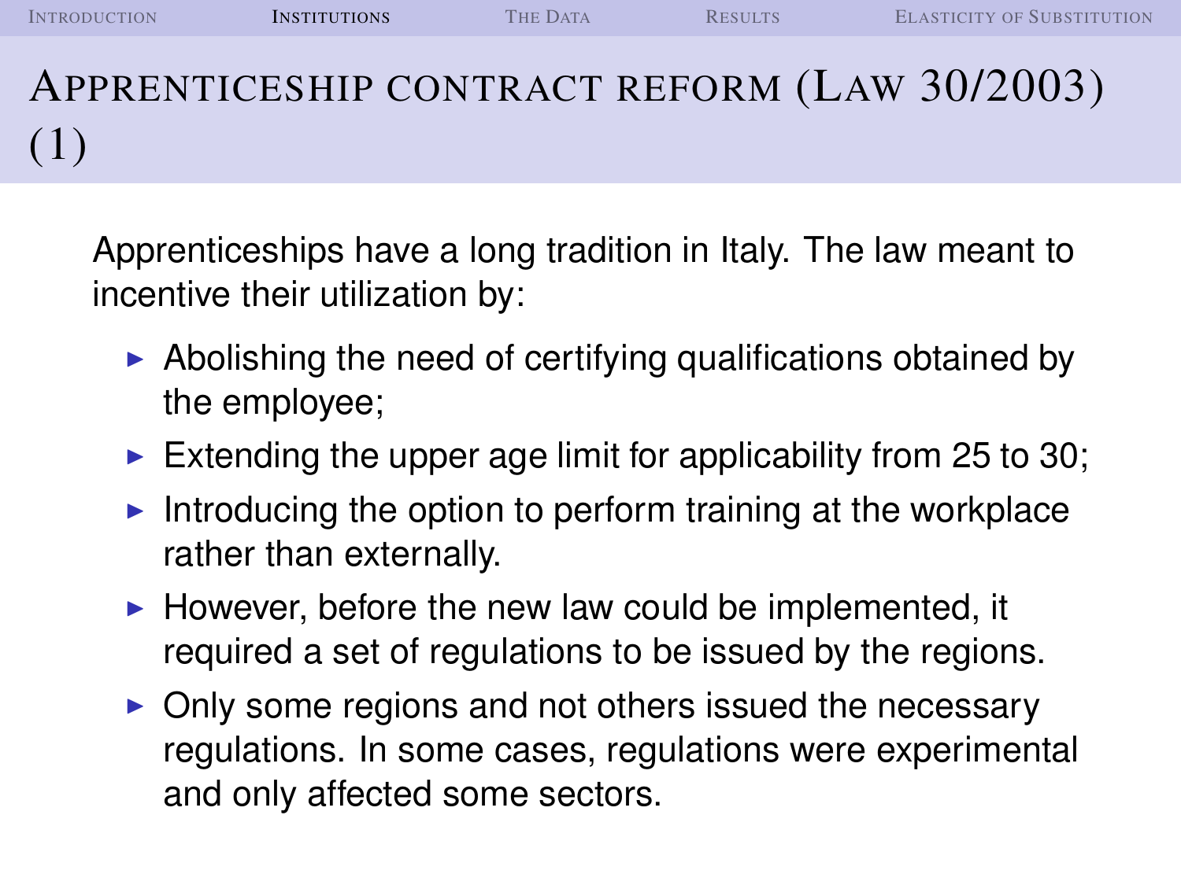# Apprenticeship contract reform (Law 30/2003) (1)

Apprenticeships have a long tradition in Italy. The law meant to incentive their utilization by:

- Abolishing the need of certifying qualifications obtained by the employee;
- Extending the upper age limit for applicability from 25 to 30;
- Introducing the option to perform training at the workplace rather than externally.
- However, before the new law could be implemented, it required a set of regulations to be issued by the regions.
- Only some regions and not others issued the necessary regulations. In some cases, regulations were experimental and only affected some sectors.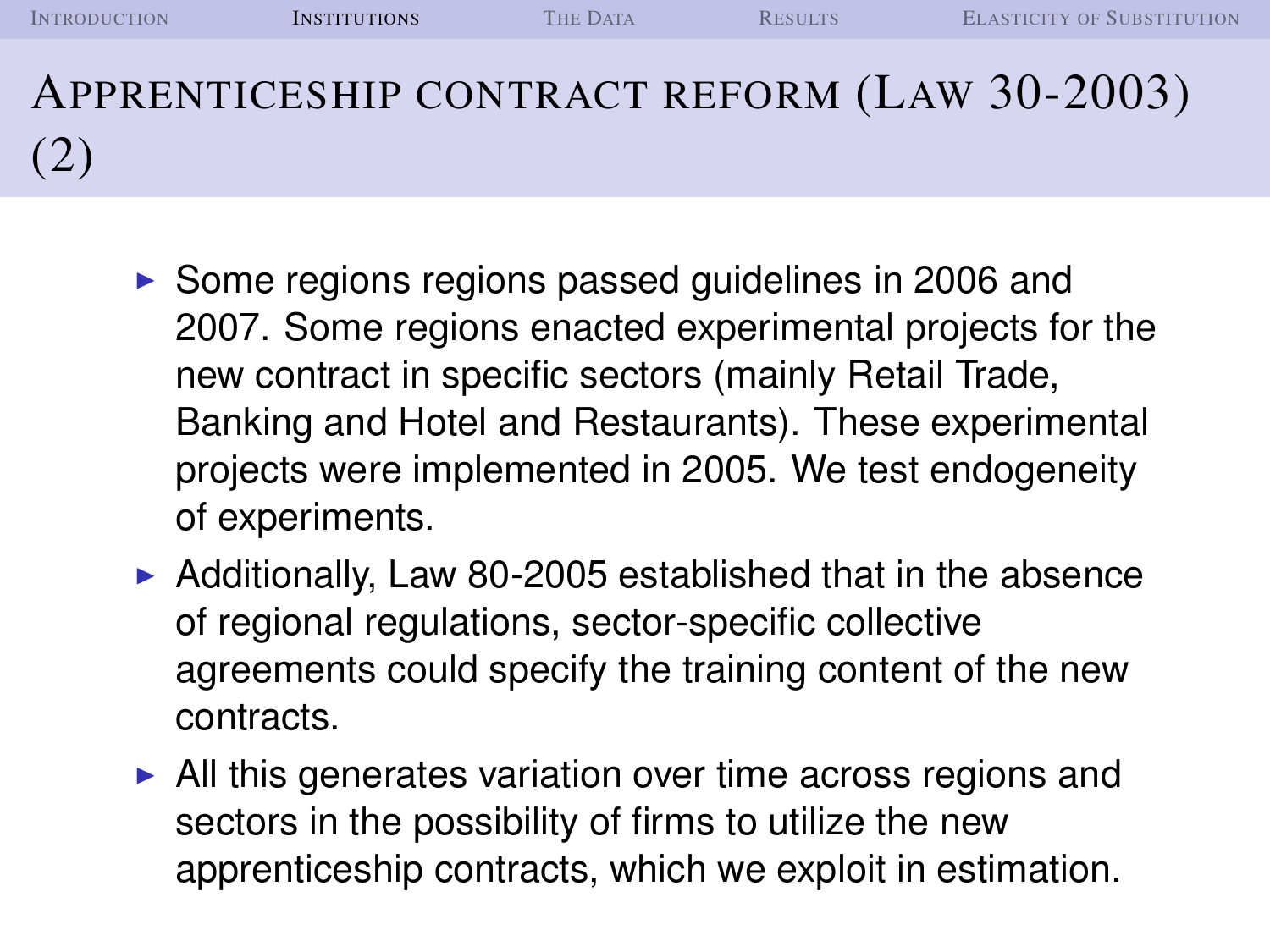# Apprenticeship contract reform (Law 30-2003) (2)

- Some regions regions passed guidelines in 2006 and 2007. Some regions enacted experimental projects for the new contract in specific sectors (mainly Retail Trade, Banking and Hotel and Restaurants). These experimental projects were implemented in 2005. We test endogeneity of experiments.
- Additionally, Law 80-2005 established that in the absence of regional regulations, sector-specific collective agreements could specify the training content of the new contracts.
- All this generates variation over time across regions and sectors in the possibility of firms to utilize the new apprenticeship contracts, which we exploit in estimation.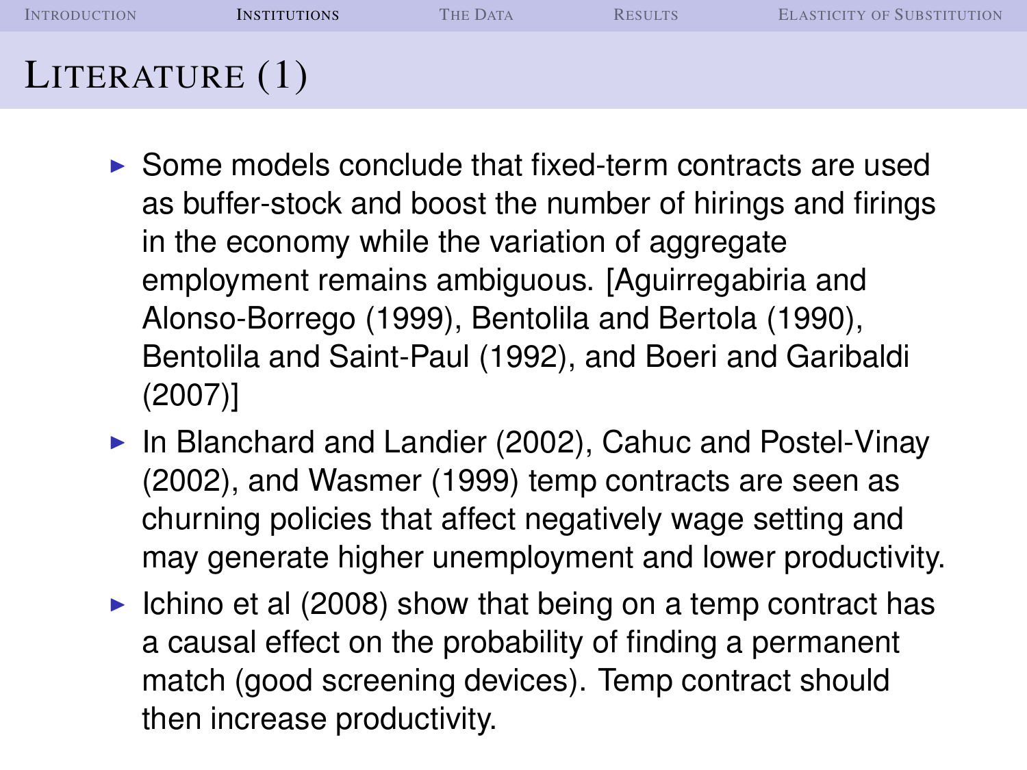# Literature (1)

- Some models conclude that fixed-term contracts are used as buffer-stock and boost the number of hirings and firings in the economy while the variation of aggregate employment remains ambiguous. [Aguirregabiria and Alonso-Borrego (1999), Bentolila and Bertola (1990), Bentolila and Saint-Paul (1992), and Boeri and Garibaldi (2007)]
- In Blanchard and Landier (2002), Cahuc and Postel-Vinay (2002), and Wasmer (1999) temp contracts are seen as churning policies that affect negatively wage setting and may generate higher unemployment and lower productivity.
- Ichino et al (2008) show that being on a temp contract has a causal effect on the probability of finding a permanent match (good screening devices). Temp contract should then increase productivity.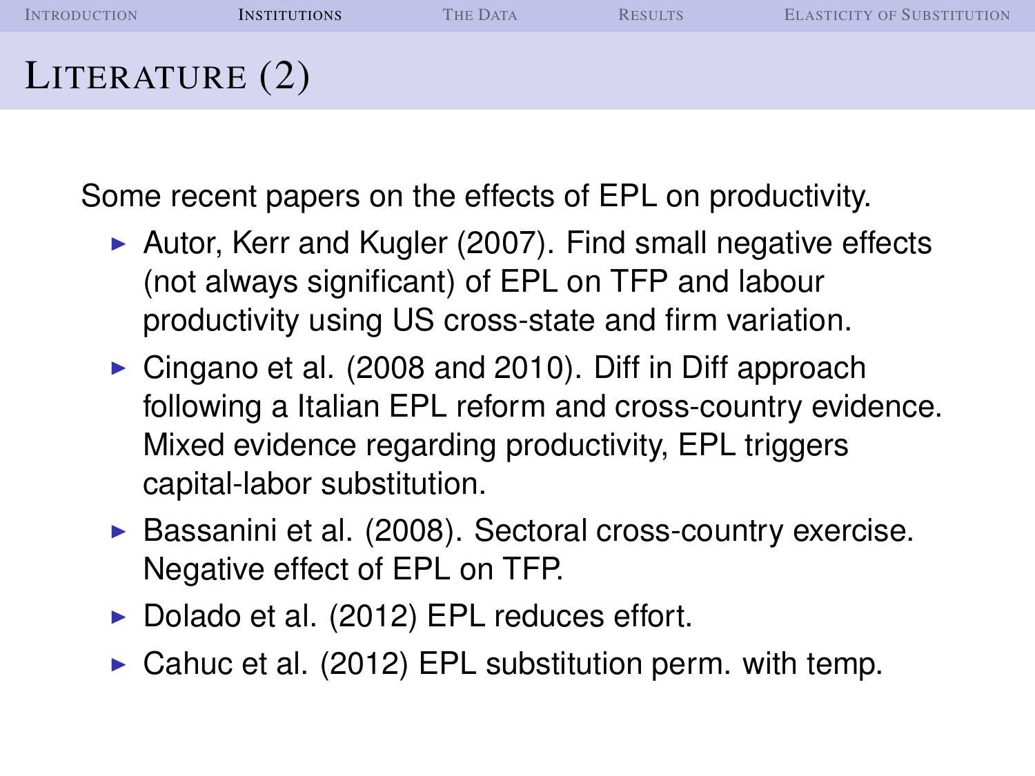# Literature (2)

Some recent papers on the effects of EPL on productivity.

- Autor, Kerr and Kugler (2007). Find small negative effects (not always significant) of EPL on TFP and labour productivity using US cross-state and firm variation.
- Cingano et al. (2008 and 2010). Diff in Diff approach following a Italian EPL reform and cross-country evidence. Mixed evidence regarding productivity, EPL triggers capital-labor substitution.
- Bassanini et al. (2008). Sectoral cross-country exercise. Negative effect of EPL on TFP.
- Dolado et al. (2012) EPL reduces effort.
- Cahuc et al. (2012) EPL substitution perm. with temp.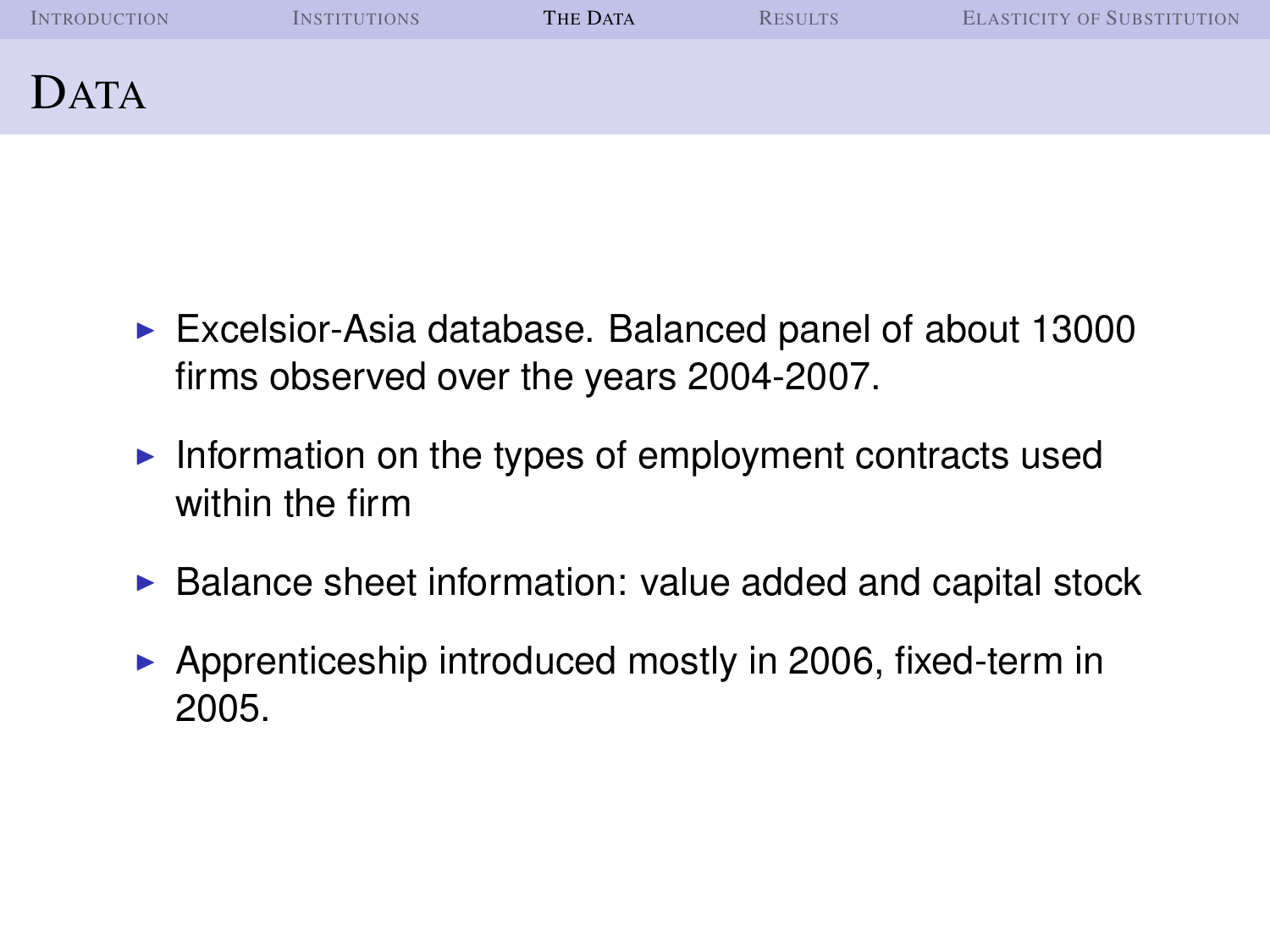# Data

- Excelsior-Asia database. Balanced panel of about 13000 firms observed over the years 2004-2007.
- Information on the types of employment contracts used within the firm
- Balance sheet information: value added and capital stock
- Apprenticeship introduced mostly in 2006, fixed-term in 2005.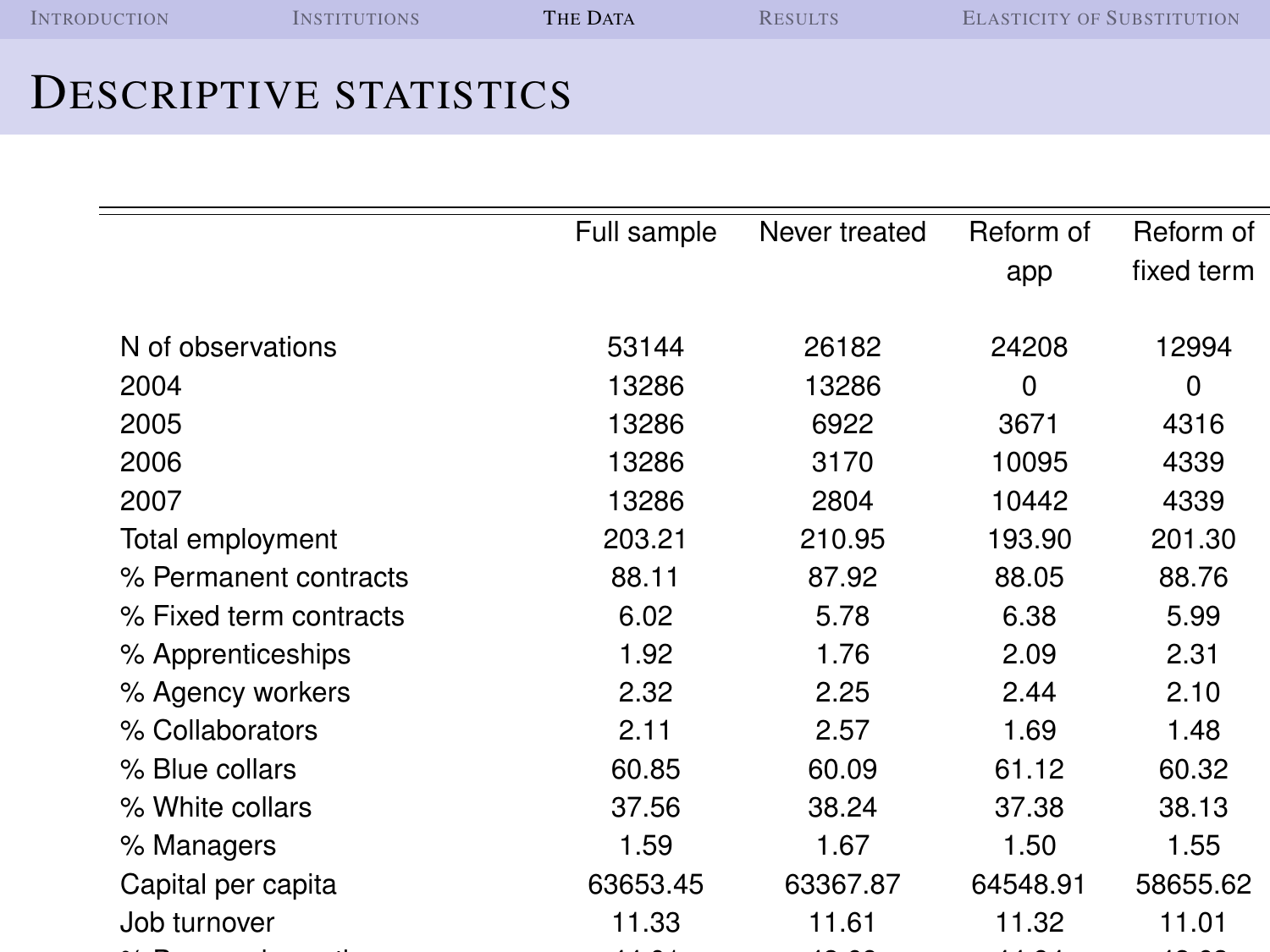# Descriptive statistics

| | Full sample | Never treated | Reform of app | Reform of fixed term |
|---|---|---|---|---|
| N of observations | 53144 | 26182 | 24208 | 12994 |
| 2004 | 13286 | 13286 | 0 | 0 |
| 2005 | 13286 | 6922 | 3671 | 4316 |
| 2006 | 13286 | 3170 | 10095 | 4339 |
| 2007 | 13286 | 2804 | 10442 | 4339 |
| Total employment | 203.21 | 210.95 | 193.90 | 201.30 |
| % Permanent contracts | 88.11 | 87.92 | 88.05 | 88.76 |
| % Fixed term contracts | 6.02 | 5.78 | 6.38 | 5.99 |
| % Apprenticeships | 1.92 | 1.76 | 2.09 | 2.31 |
| % Agency workers | 2.32 | 2.25 | 2.44 | 2.10 |
| % Collaborators | 2.11 | 2.57 | 1.69 | 1.48 |
| % Blue collars | 60.85 | 60.09 | 61.12 | 60.32 |
| % White collars | 37.56 | 38.24 | 37.38 | 38.13 |
| % Managers | 1.59 | 1.67 | 1.50 | 1.55 |
| Capital per capita | 63653.45 | 63367.87 | 64548.91 | 58655.62 |
| Job turnover | 11.33 | 11.61 | 11.32 | 11.01 |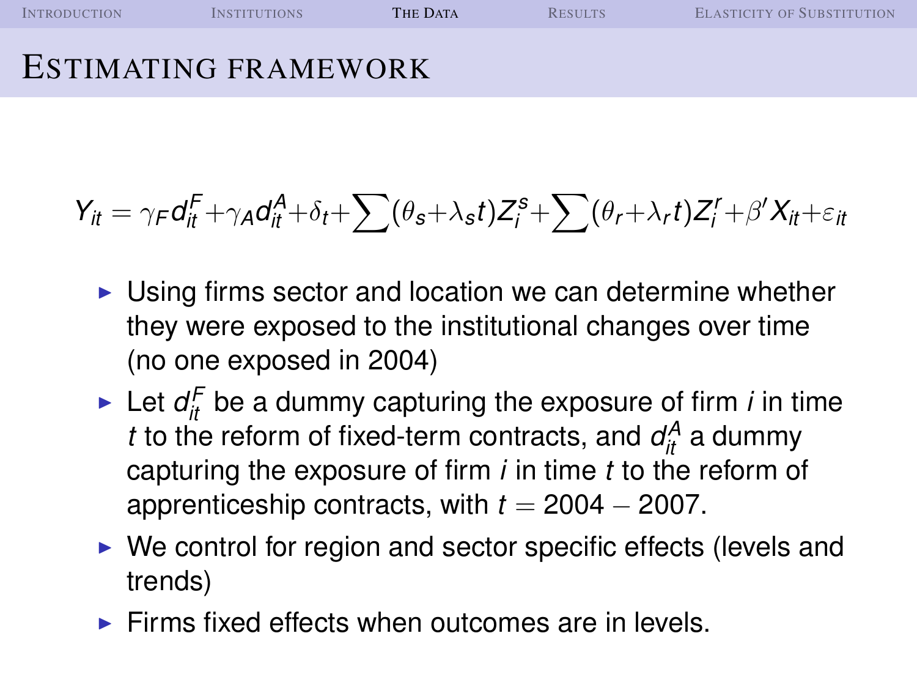# Estimating framework

$$Y_{it} = \gamma_F d_{it}^F + \gamma_A d_{it}^A + \delta_t + \sum (\theta_s + \lambda_s t) Z_i^s + \sum (\theta_r + \lambda_r t) Z_i^r + \beta' X_{it} + \varepsilon_{it}$$

- Using firms sector and location we can determine whether they were exposed to the institutional changes over time (no one exposed in 2004)
- Let $d_{it}^F$ be a dummy capturing the exposure of firm $i$ in time $t$ to the reform of fixed-term contracts, and $d_{it}^A$ a dummy capturing the exposure of firm $i$ in time $t$ to the reform of apprenticeship contracts, with $t = 2004 - 2007$.
- We control for region and sector specific effects (levels and trends)
- Firms fixed effects when outcomes are in levels.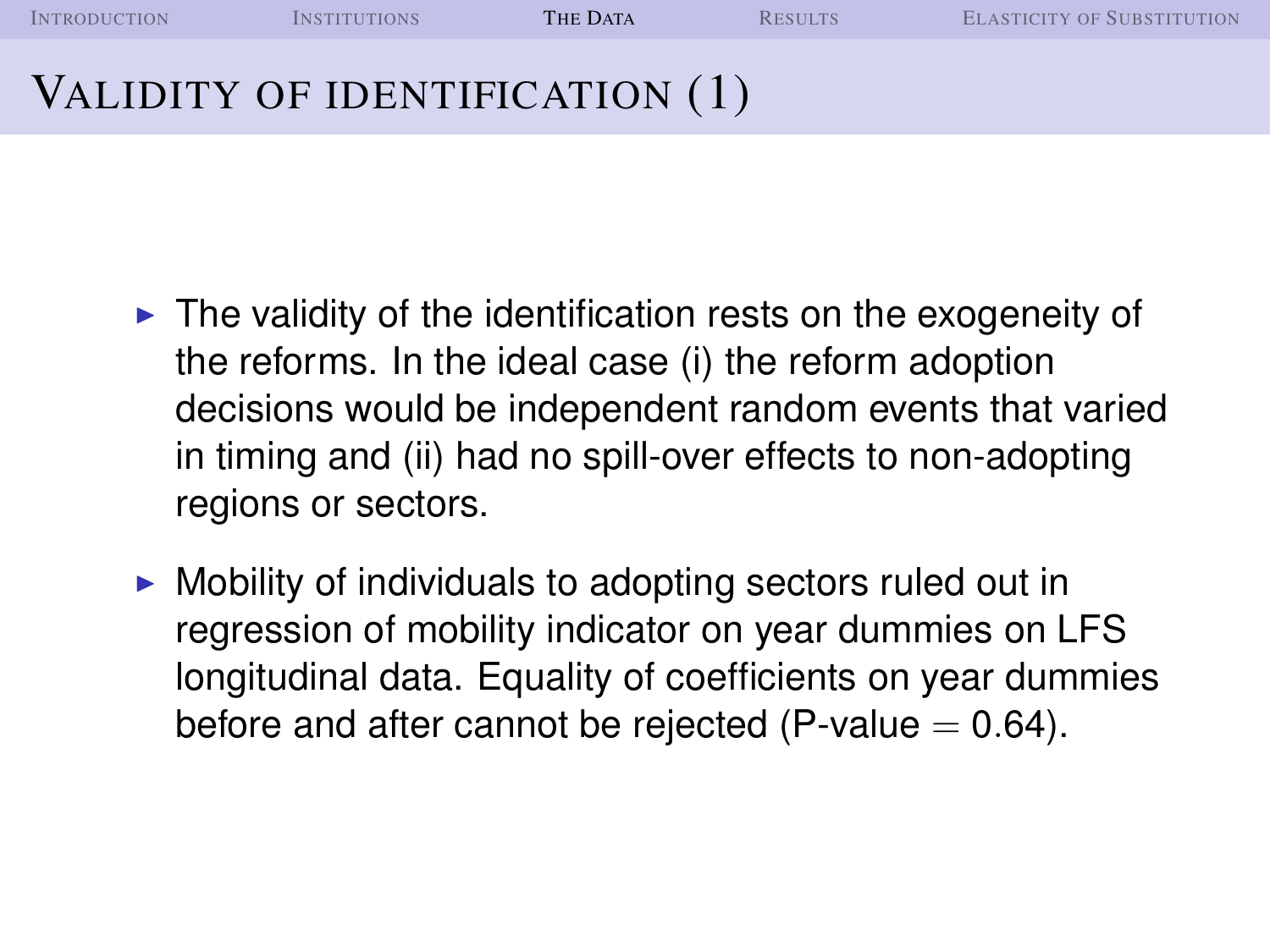# Validity of identification (1)

- The validity of the identification rests on the exogeneity of the reforms. In the ideal case (i) the reform adoption decisions would be independent random events that varied in timing and (ii) had no spill-over effects to non-adopting regions or sectors.
- Mobility of individuals to adopting sectors ruled out in regression of mobility indicator on year dummies on LFS longitudinal data. Equality of coefficients on year dummies before and after cannot be rejected (P-value $= 0.64$).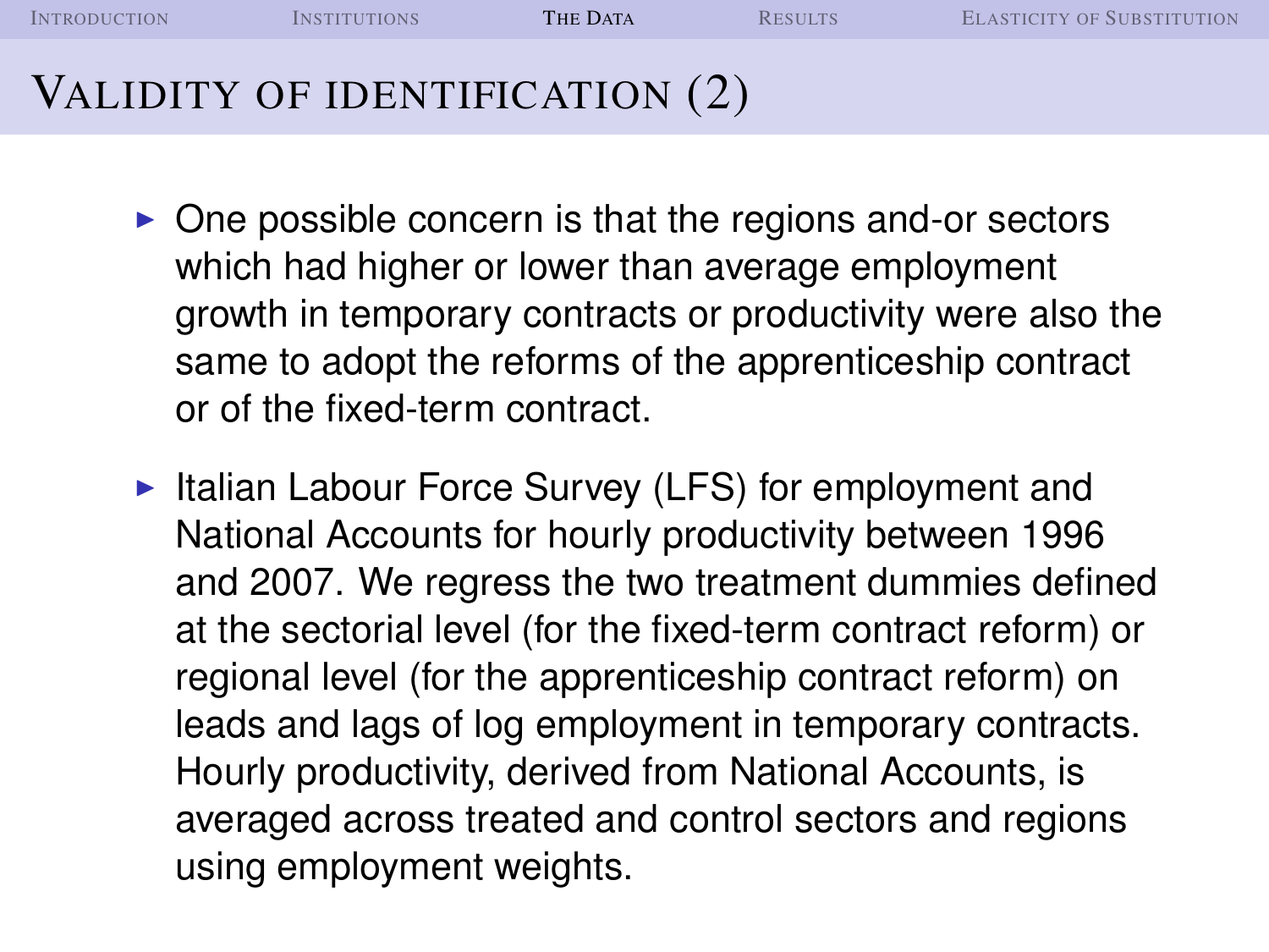# Validity of identification (2)

- One possible concern is that the regions and-or sectors which had higher or lower than average employment growth in temporary contracts or productivity were also the same to adopt the reforms of the apprenticeship contract or of the fixed-term contract.
- Italian Labour Force Survey (LFS) for employment and National Accounts for hourly productivity between 1996 and 2007. We regress the two treatment dummies defined at the sectorial level (for the fixed-term contract reform) or regional level (for the apprenticeship contract reform) on leads and lags of log employment in temporary contracts. Hourly productivity, derived from National Accounts, is averaged across treated and control sectors and regions using employment weights.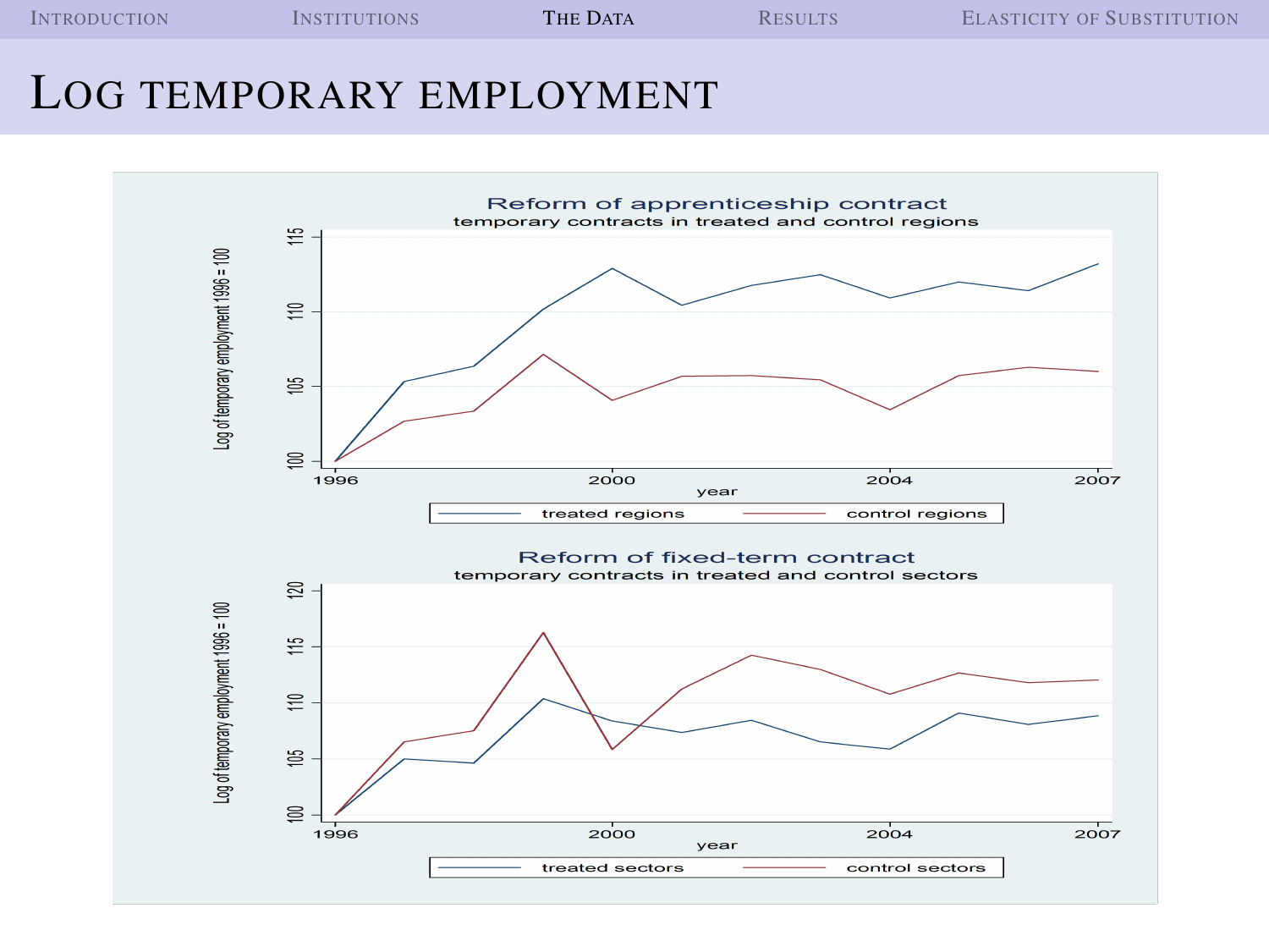# Log temporary employment

**Reform of apprenticeship contract**

temporary contracts in treated and control regions

Log of temporary employment 1996 = 100

year

treated regions — control regions

**Reform of fixed-term contract**

temporary contracts in treated and control sectors

Log of temporary employment 1996 = 100

year

treated sectors — control sectors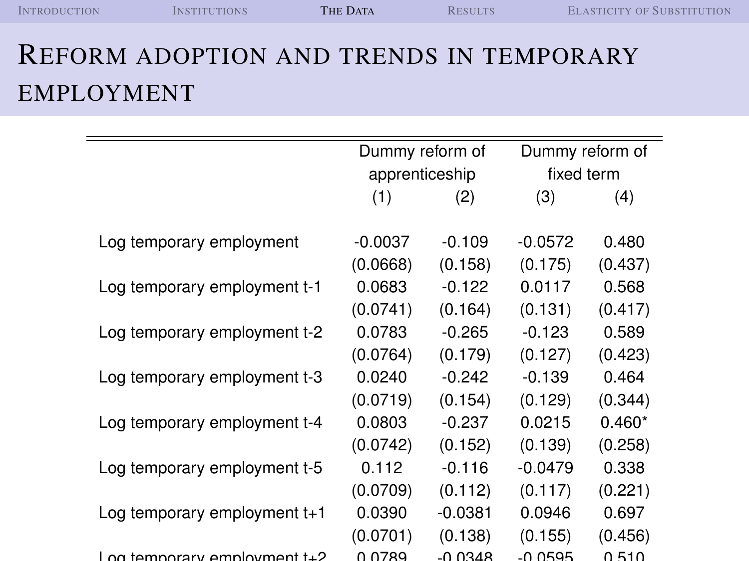# Reform adoption and trends in temporary employment

| | Dummy reform of apprenticeship | | Dummy reform of fixed term | |
|---|---|---|---|---|
| | (1) | (2) | (3) | (4) |
| Log temporary employment | -0.0037 | -0.109 | -0.0572 | 0.480 |
| | (0.0668) | (0.158) | (0.175) | (0.437) |
| Log temporary employment t-1 | 0.0683 | -0.122 | 0.0117 | 0.568 |
| | (0.0741) | (0.164) | (0.131) | (0.417) |
| Log temporary employment t-2 | 0.0783 | -0.265 | -0.123 | 0.589 |
| | (0.0764) | (0.179) | (0.127) | (0.423) |
| Log temporary employment t-3 | 0.0240 | -0.242 | -0.139 | 0.464 |
| | (0.0719) | (0.154) | (0.129) | (0.344) |
| Log temporary employment t-4 | 0.0803 | -0.237 | 0.0215 | 0.460* |
| | (0.0742) | (0.152) | (0.139) | (0.258) |
| Log temporary employment t-5 | 0.112 | -0.116 | -0.0479 | 0.338 |
| | (0.0709) | (0.112) | (0.117) | (0.221) |
| Log temporary employment t+1 | 0.0390 | -0.0381 | 0.0946 | 0.697 |
| | (0.0701) | (0.138) | (0.155) | (0.456) |
| Log temporary employment t+2 | 0.0789 | -0.0348 | -0.0595 | 0.510 |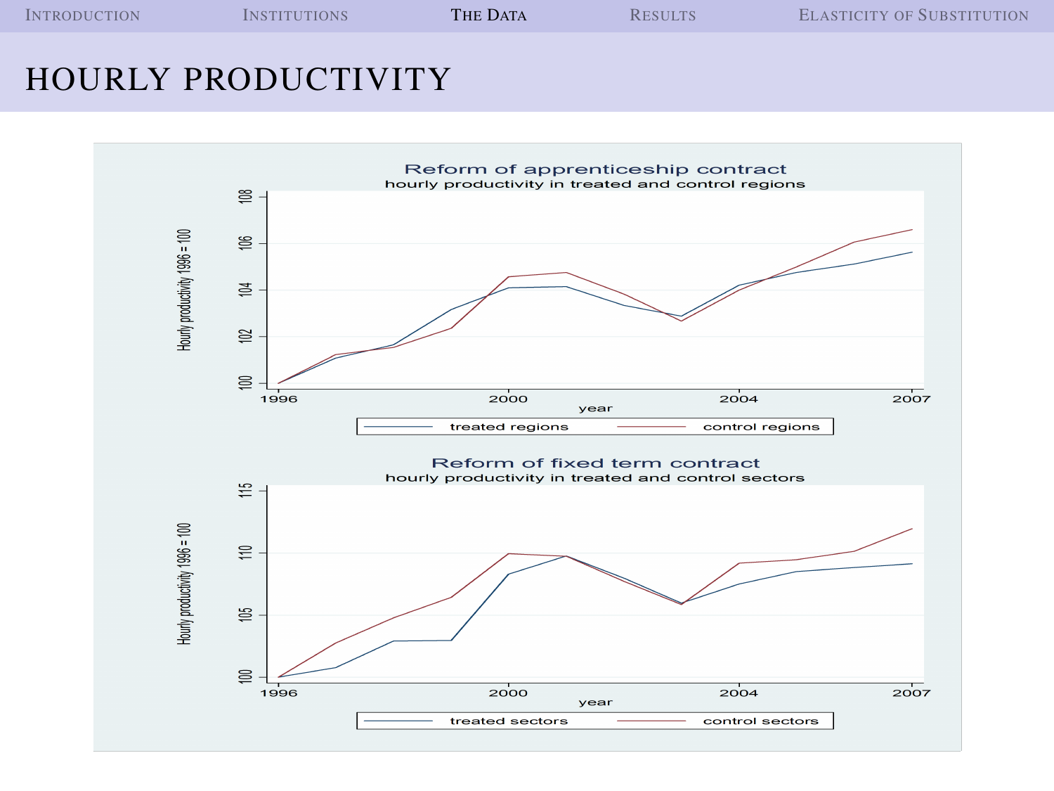# HOURLY PRODUCTIVITY

**Reform of apprenticeship contract**
hourly productivity in treated and control regions

**Reform of fixed term contract**
hourly productivity in treated and control sectors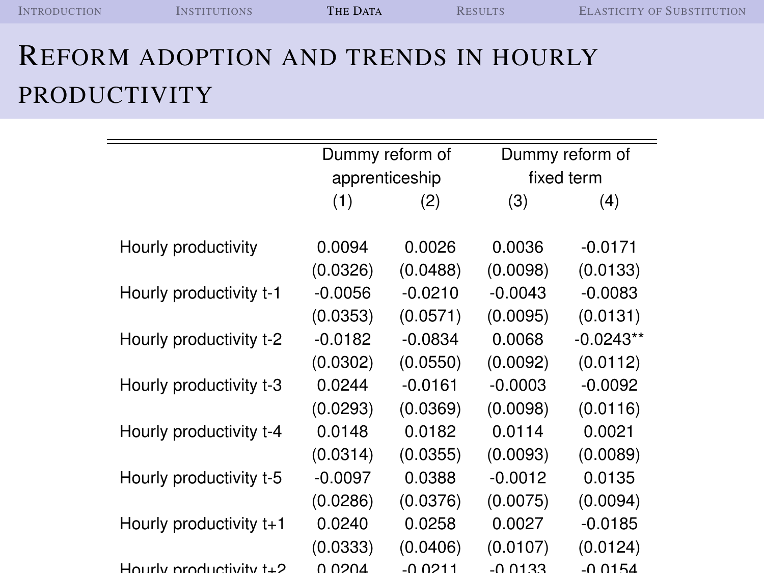# Reform adoption and trends in hourly productivity

| | Dummy reform of apprenticeship | | Dummy reform of fixed term | |
|---|---|---|---|---|
| | (1) | (2) | (3) | (4) |
| Hourly productivity | 0.0094 | 0.0026 | 0.0036 | -0.0171 |
| | (0.0326) | (0.0488) | (0.0098) | (0.0133) |
| Hourly productivity t-1 | -0.0056 | -0.0210 | -0.0043 | -0.0083 |
| | (0.0353) | (0.0571) | (0.0095) | (0.0131) |
| Hourly productivity t-2 | -0.0182 | -0.0834 | 0.0068 | -0.0243** |
| | (0.0302) | (0.0550) | (0.0092) | (0.0112) |
| Hourly productivity t-3 | 0.0244 | -0.0161 | -0.0003 | -0.0092 |
| | (0.0293) | (0.0369) | (0.0098) | (0.0116) |
| Hourly productivity t-4 | 0.0148 | 0.0182 | 0.0114 | 0.0021 |
| | (0.0314) | (0.0355) | (0.0093) | (0.0089) |
| Hourly productivity t-5 | -0.0097 | 0.0388 | -0.0012 | 0.0135 |
| | (0.0286) | (0.0376) | (0.0075) | (0.0094) |
| Hourly productivity t+1 | 0.0240 | 0.0258 | 0.0027 | -0.0185 |
| | (0.0333) | (0.0406) | (0.0107) | (0.0124) |
| Hourly productivity t+2 | 0.0204 | -0.0211 | -0.0133 | -0.0154 |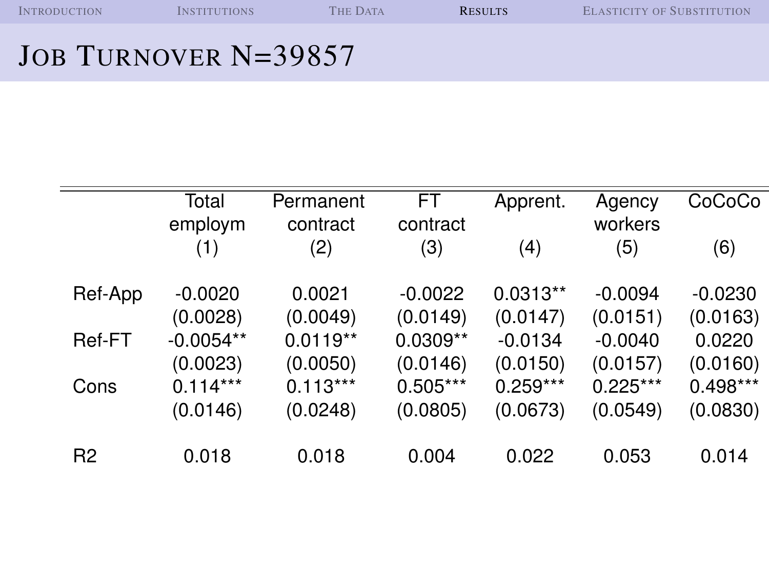# Job Turnover N=39857

| | Total employm (1) | Permanent contract (2) | FT contract (3) | Apprent. (4) | Agency workers (5) | CoCoCo (6) |
|---|---|---|---|---|---|---|
| Ref-App | -0.0020 | 0.0021 | -0.0022 | 0.0313** | -0.0094 | -0.0230 |
| | (0.0028) | (0.0049) | (0.0149) | (0.0147) | (0.0151) | (0.0163) |
| Ref-FT | -0.0054** | 0.0119** | 0.0309** | -0.0134 | -0.0040 | 0.0220 |
| | (0.0023) | (0.0050) | (0.0146) | (0.0150) | (0.0157) | (0.0160) |
| Cons | 0.114*** | 0.113*** | 0.505*** | 0.259*** | 0.225*** | 0.498*** |
| | (0.0146) | (0.0248) | (0.0805) | (0.0673) | (0.0549) | (0.0830) |
| R2 | 0.018 | 0.018 | 0.004 | 0.022 | 0.053 | 0.014 |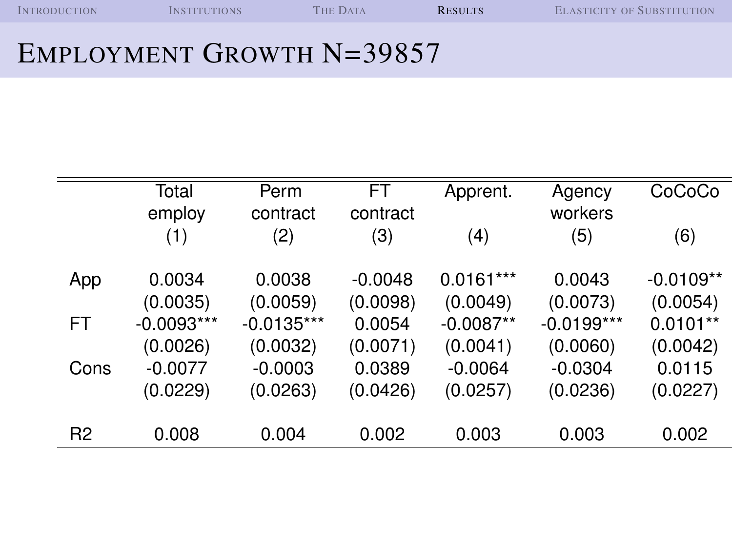# Employment Growth N=39857

| | Total employ (1) | Perm contract (2) | FT contract (3) | Apprent. (4) | Agency workers (5) | CoCoCo (6) |
|---|---|---|---|---|---|---|
| App | 0.0034 | 0.0038 | -0.0048 | 0.0161*** | 0.0043 | -0.0109** |
| | (0.0035) | (0.0059) | (0.0098) | (0.0049) | (0.0073) | (0.0054) |
| FT | -0.0093*** | -0.0135*** | 0.0054 | -0.0087** | -0.0199*** | 0.0101** |
| | (0.0026) | (0.0032) | (0.0071) | (0.0041) | (0.0060) | (0.0042) |
| Cons | -0.0077 | -0.0003 | 0.0389 | -0.0064 | -0.0304 | 0.0115 |
| | (0.0229) | (0.0263) | (0.0426) | (0.0257) | (0.0236) | (0.0227) |
| R2 | 0.008 | 0.004 | 0.002 | 0.003 | 0.003 | 0.002 |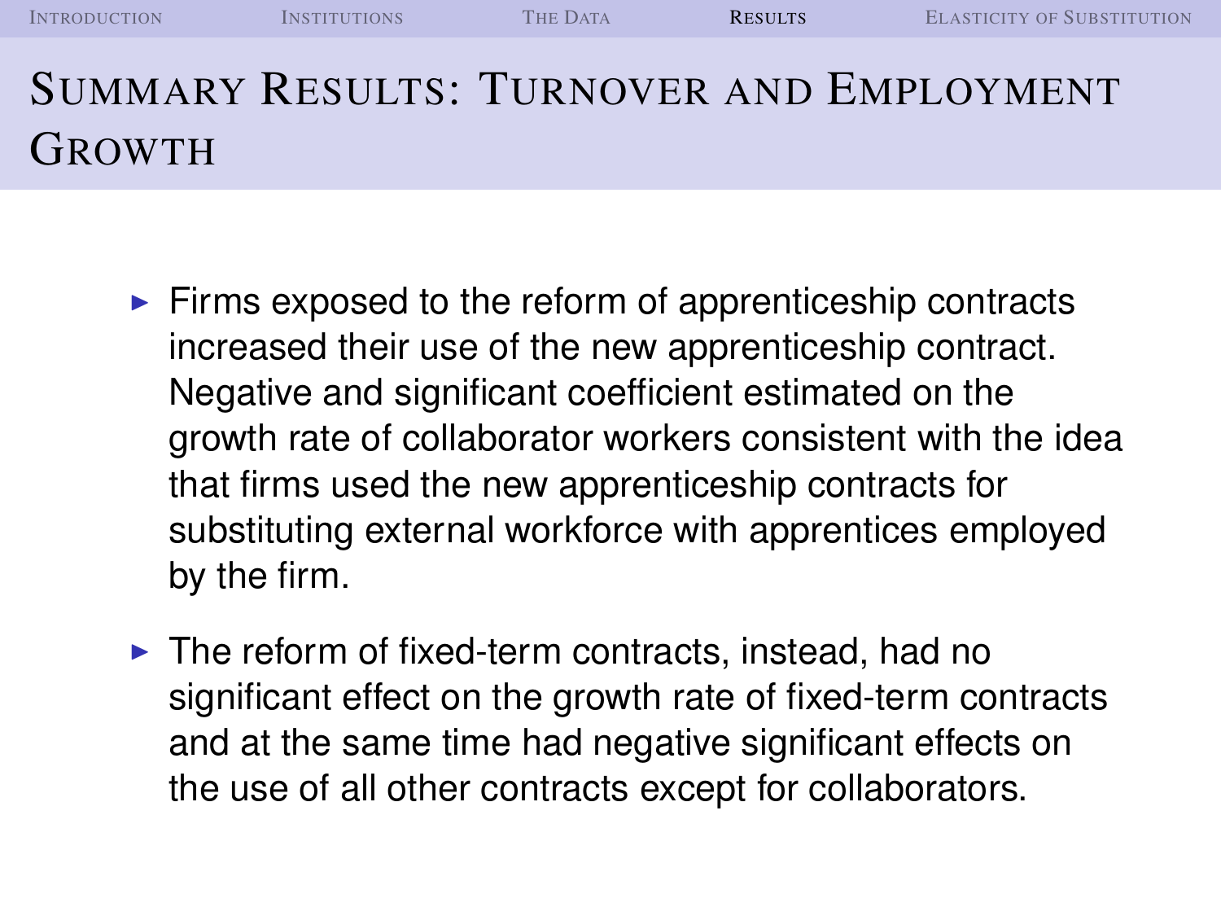# Summary Results: Turnover and Employment Growth

- Firms exposed to the reform of apprenticeship contracts increased their use of the new apprenticeship contract. Negative and significant coefficient estimated on the growth rate of collaborator workers consistent with the idea that firms used the new apprenticeship contracts for substituting external workforce with apprentices employed by the firm.
- The reform of fixed-term contracts, instead, had no significant effect on the growth rate of fixed-term contracts and at the same time had negative significant effects on the use of all other contracts except for collaborators.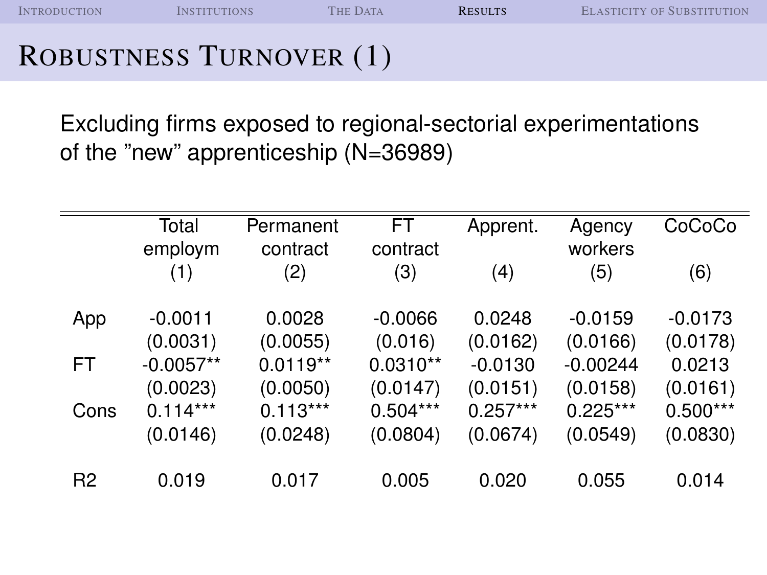# Robustness Turnover (1)

Excluding firms exposed to regional-sectorial experimentations of the ”new” apprenticeship (N=36989)

| | Total employm (1) | Permanent contract (2) | FT contract (3) | Apprent. (4) | Agency workers (5) | CoCoCo (6) |
|---|---|---|---|---|---|---|
| App | -0.0011 | 0.0028 | -0.0066 | 0.0248 | -0.0159 | -0.0173 |
| | (0.0031) | (0.0055) | (0.016) | (0.0162) | (0.0166) | (0.0178) |
| FT | -0.0057** | 0.0119** | 0.0310** | -0.0130 | -0.00244 | 0.0213 |
| | (0.0023) | (0.0050) | (0.0147) | (0.0151) | (0.0158) | (0.0161) |
| Cons | 0.114*** | 0.113*** | 0.504*** | 0.257*** | 0.225*** | 0.500*** |
| | (0.0146) | (0.0248) | (0.0804) | (0.0674) | (0.0549) | (0.0830) |
| R2 | 0.019 | 0.017 | 0.005 | 0.020 | 0.055 | 0.014 |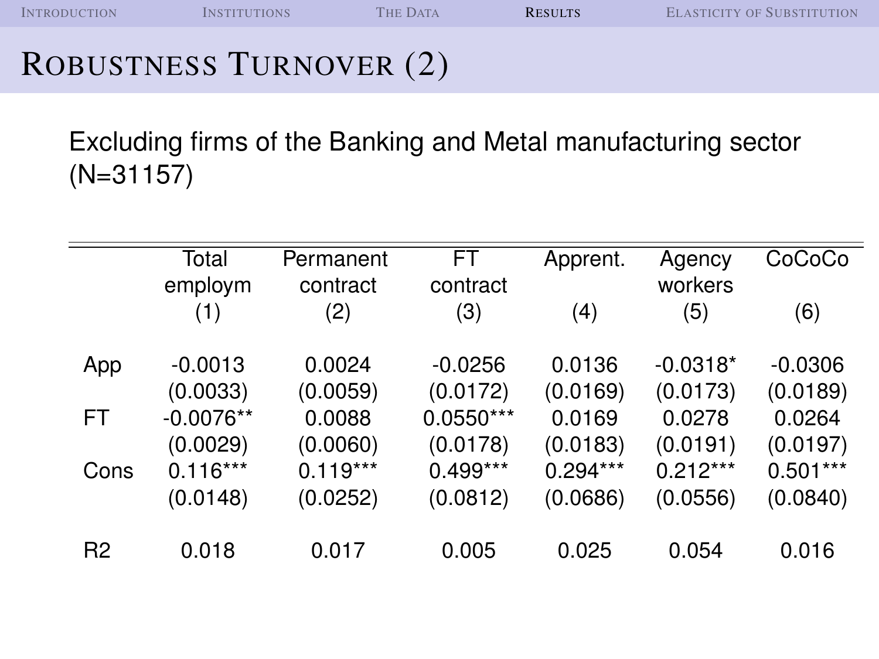# Robustness Turnover (2)

Excluding firms of the Banking and Metal manufacturing sector (N=31157)

| | Total employm (1) | Permanent contract (2) | FT contract (3) | Apprent. (4) | Agency workers (5) | CoCoCo (6) |
|---|---|---|---|---|---|---|
| App | -0.0013 | 0.0024 | -0.0256 | 0.0136 | -0.0318* | -0.0306 |
| | (0.0033) | (0.0059) | (0.0172) | (0.0169) | (0.0173) | (0.0189) |
| FT | -0.0076** | 0.0088 | 0.0550*** | 0.0169 | 0.0278 | 0.0264 |
| | (0.0029) | (0.0060) | (0.0178) | (0.0183) | (0.0191) | (0.0197) |
| Cons | 0.116*** | 0.119*** | 0.499*** | 0.294*** | 0.212*** | 0.501*** |
| | (0.0148) | (0.0252) | (0.0812) | (0.0686) | (0.0556) | (0.0840) |
| R2 | 0.018 | 0.017 | 0.005 | 0.025 | 0.054 | 0.016 |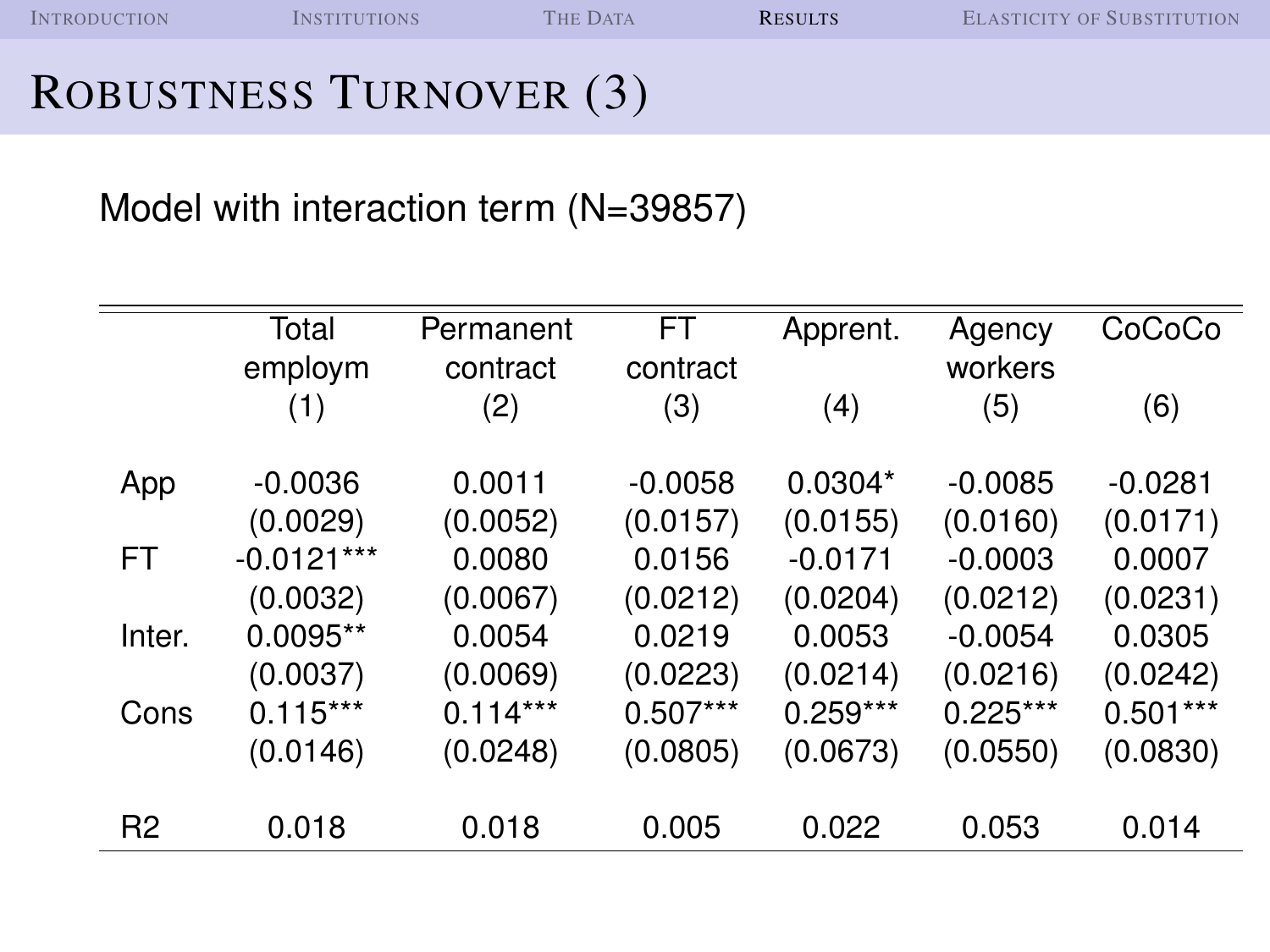# Robustness Turnover (3)

Model with interaction term (N=39857)

| | Total employm (1) | Permanent contract (2) | FT contract (3) | Apprent. (4) | Agency workers (5) | CoCoCo (6) |
|---|---|---|---|---|---|---|
| App | -0.0036 | 0.0011 | -0.0058 | 0.0304* | -0.0085 | -0.0281 |
| | (0.0029) | (0.0052) | (0.0157) | (0.0155) | (0.0160) | (0.0171) |
| FT | -0.0121*** | 0.0080 | 0.0156 | -0.0171 | -0.0003 | 0.0007 |
| | (0.0032) | (0.0067) | (0.0212) | (0.0204) | (0.0212) | (0.0231) |
| Inter. | 0.0095** | 0.0054 | 0.0219 | 0.0053 | -0.0054 | 0.0305 |
| | (0.0037) | (0.0069) | (0.0223) | (0.0214) | (0.0216) | (0.0242) |
| Cons | 0.115*** | 0.114*** | 0.507*** | 0.259*** | 0.225*** | 0.501*** |
| | (0.0146) | (0.0248) | (0.0805) | (0.0673) | (0.0550) | (0.0830) |
| R2 | 0.018 | 0.018 | 0.005 | 0.022 | 0.053 | 0.014 |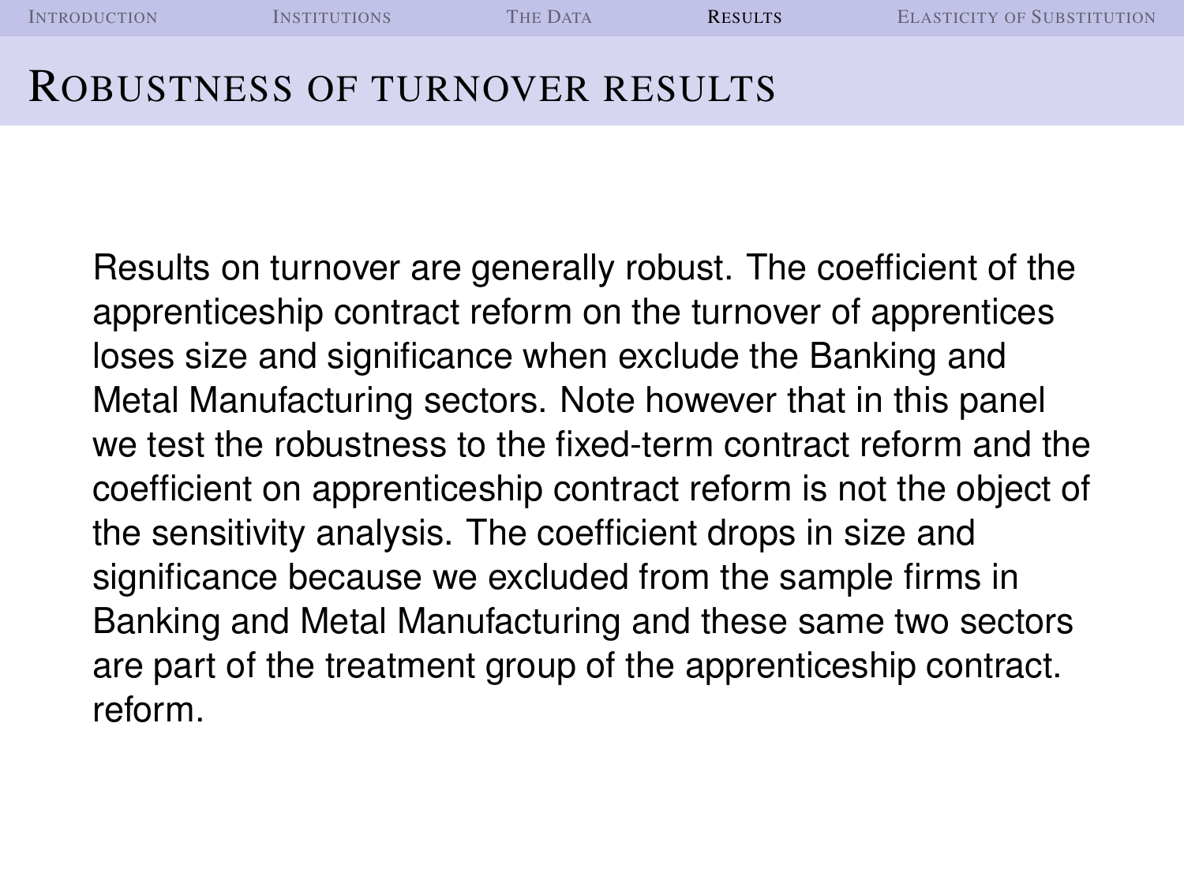# Robustness of turnover results

Results on turnover are generally robust. The coefficient of the apprenticeship contract reform on the turnover of apprentices loses size and significance when exclude the Banking and Metal Manufacturing sectors. Note however that in this panel we test the robustness to the fixed-term contract reform and the coefficient on apprenticeship contract reform is not the object of the sensitivity analysis. The coefficient drops in size and significance because we excluded from the sample firms in Banking and Metal Manufacturing and these same two sectors are part of the treatment group of the apprenticeship contract. reform.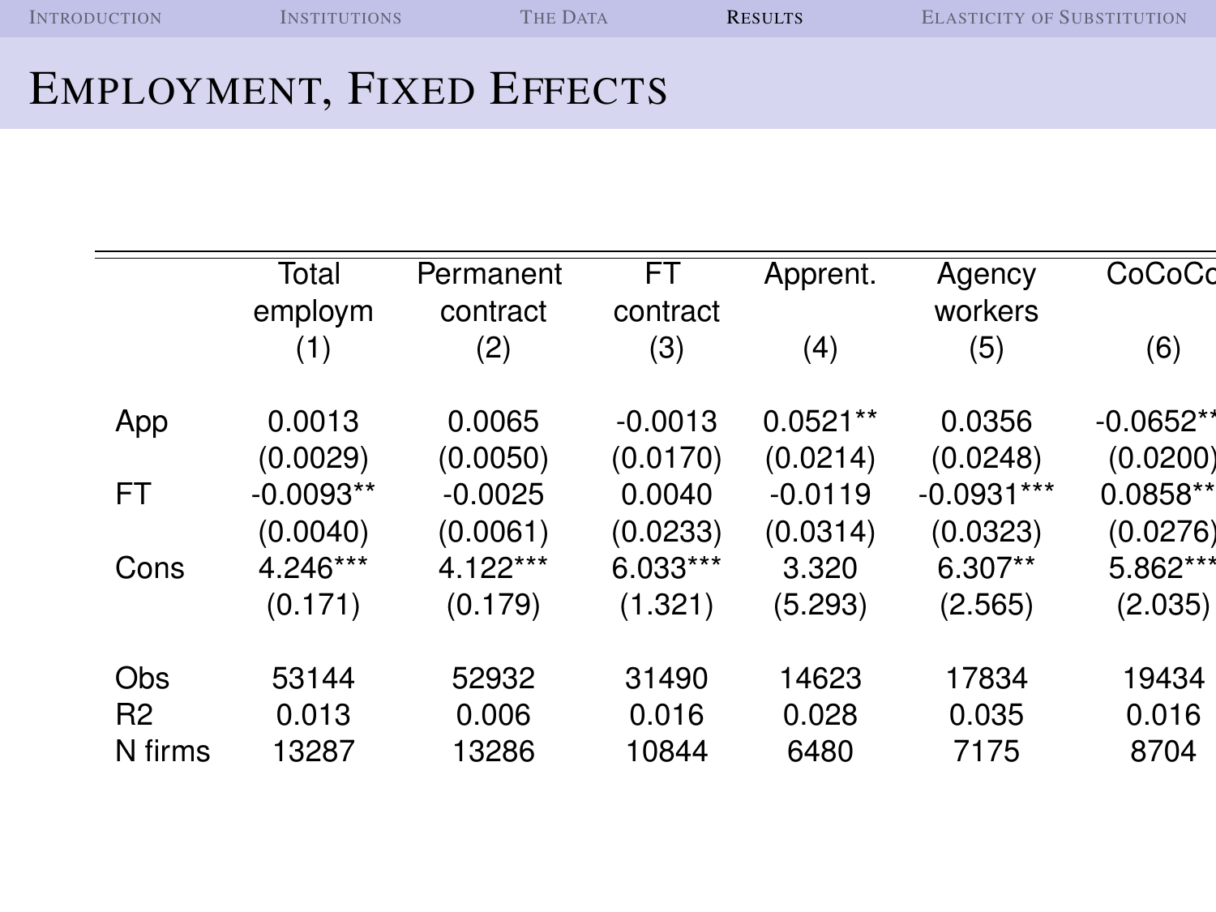# Employment, Fixed Effects

| | Total employm (1) | Permanent contract (2) | FT contract (3) | Apprent. (4) | Agency workers (5) | CoCoCo (6) |
|---|---|---|---|---|---|---|
| App | 0.0013 | 0.0065 | -0.0013 | 0.0521** | 0.0356 | -0.0652** |
| | (0.0029) | (0.0050) | (0.0170) | (0.0214) | (0.0248) | (0.0200) |
| FT | -0.0093** | -0.0025 | 0.0040 | -0.0119 | -0.0931*** | 0.0858** |
| | (0.0040) | (0.0061) | (0.0233) | (0.0314) | (0.0323) | (0.0276) |
| Cons | 4.246*** | 4.122*** | 6.033*** | 3.320 | 6.307** | 5.862*** |
| | (0.171) | (0.179) | (1.321) | (5.293) | (2.565) | (2.035) |
| Obs | 53144 | 52932 | 31490 | 14623 | 17834 | 19434 |
| $R^2$ | 0.013 | 0.006 | 0.016 | 0.028 | 0.035 | 0.016 |
| N firms | 13287 | 13286 | 10844 | 6480 | 7175 | 8704 |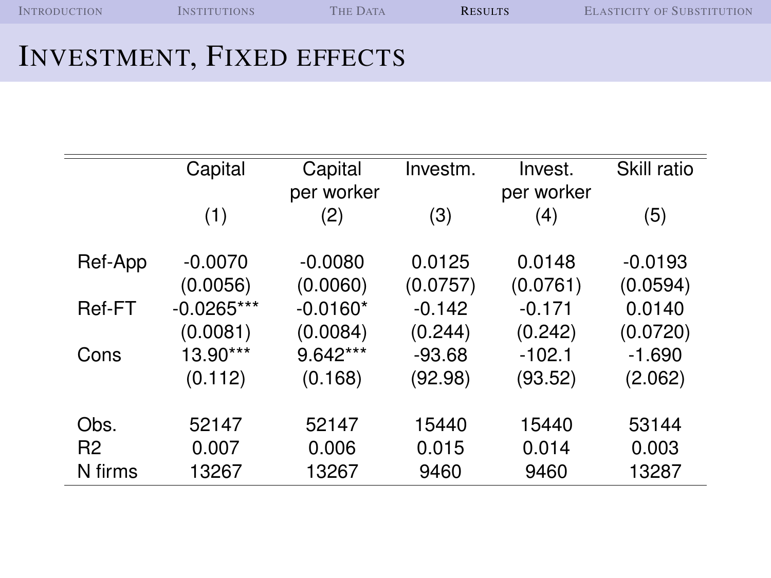# Investment, Fixed effects

| | Capital | Capital per worker | Investm. | Invest. per worker | Skill ratio |
|---|---|---|---|---|---|
| | (1) | (2) | (3) | (4) | (5) |
| Ref-App | -0.0070 | -0.0080 | 0.0125 | 0.0148 | -0.0193 |
| | (0.0056) | (0.0060) | (0.0757) | (0.0761) | (0.0594) |
| Ref-FT | -0.0265*** | -0.0160* | -0.142 | -0.171 | 0.0140 |
| | (0.0081) | (0.0084) | (0.244) | (0.242) | (0.0720) |
| Cons | 13.90*** | 9.642*** | -93.68 | -102.1 | -1.690 |
| | (0.112) | (0.168) | (92.98) | (93.52) | (2.062) |
| Obs. | 52147 | 52147 | 15440 | 15440 | 53144 |
| R2 | 0.007 | 0.006 | 0.015 | 0.014 | 0.003 |
| N firms | 13267 | 13267 | 9460 | 9460 | 13287 |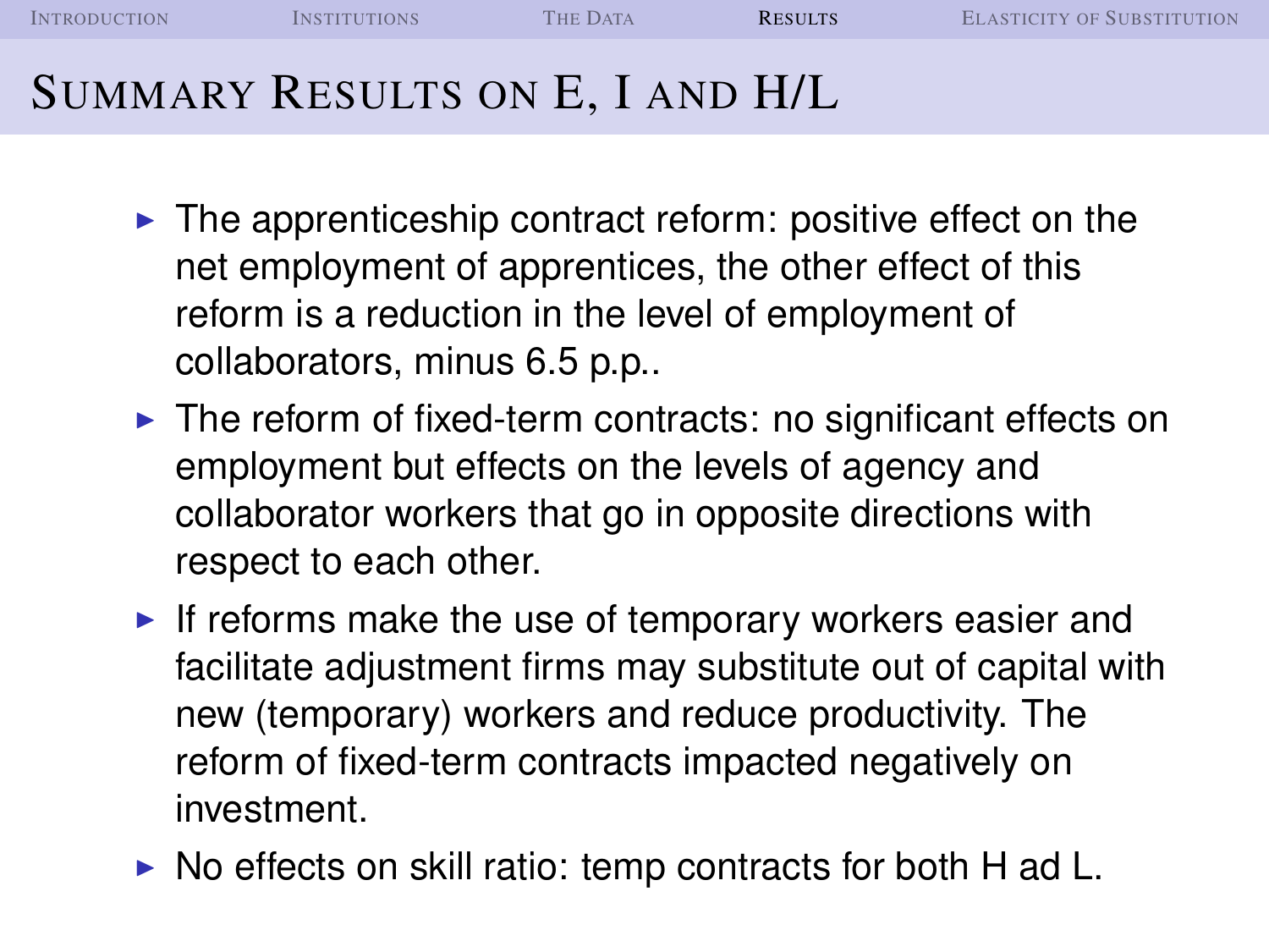# Summary Results on E, I and H/L

- The apprenticeship contract reform: positive effect on the net employment of apprentices, the other effect of this reform is a reduction in the level of employment of collaborators, minus 6.5 p.p..
- The reform of fixed-term contracts: no significant effects on employment but effects on the levels of agency and collaborator workers that go in opposite directions with respect to each other.
- If reforms make the use of temporary workers easier and facilitate adjustment firms may substitute out of capital with new (temporary) workers and reduce productivity. The reform of fixed-term contracts impacted negatively on investment.
- No effects on skill ratio: temp contracts for both H ad L.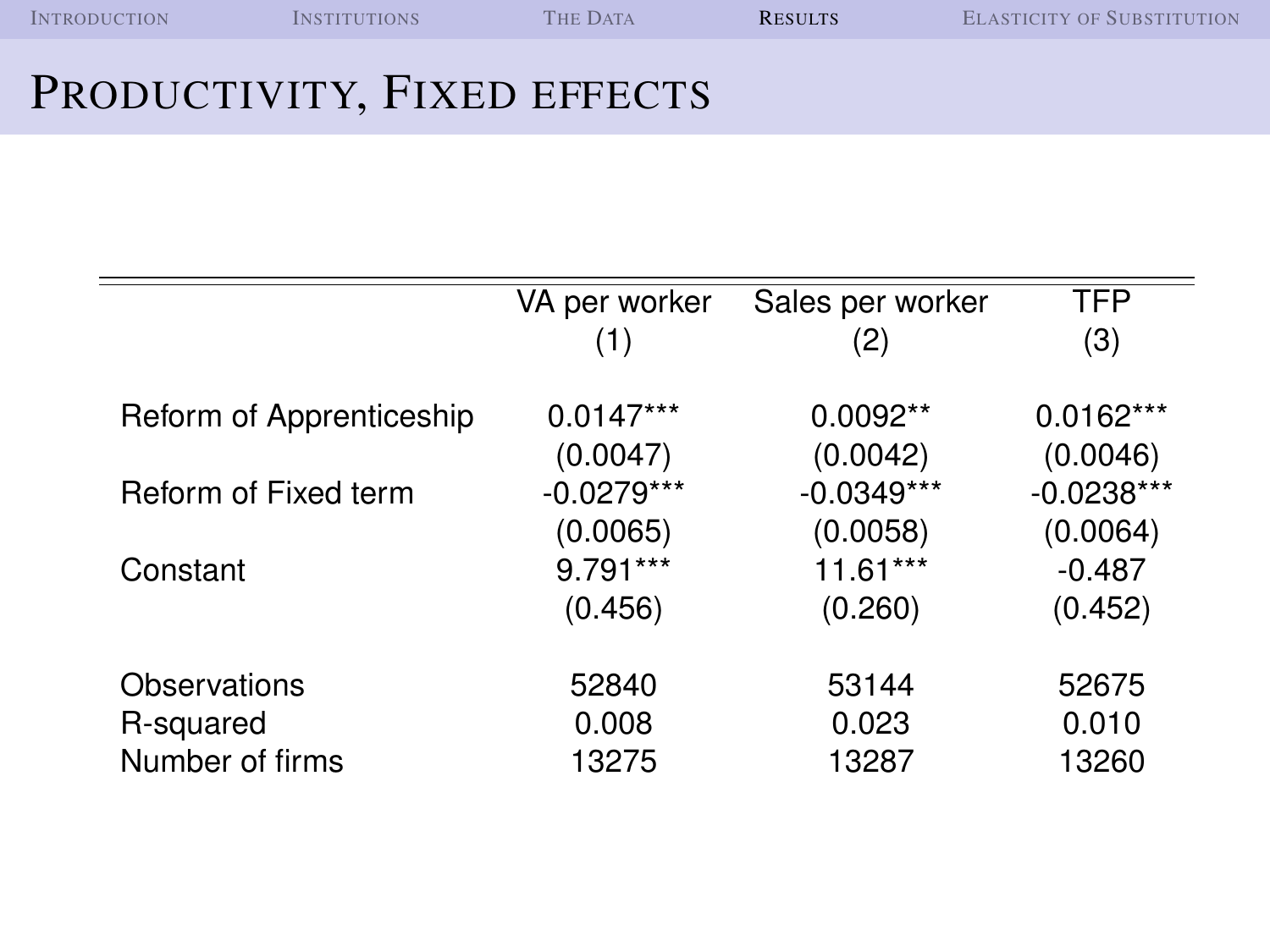# Productivity, Fixed effects

| | VA per worker | Sales per worker | TFP |
|---|---|---|---|
| | (1) | (2) | (3) |
| Reform of Apprenticeship | 0.0147*** | 0.0092** | 0.0162*** |
| | (0.0047) | (0.0042) | (0.0046) |
| Reform of Fixed term | -0.0279*** | -0.0349*** | -0.0238*** |
| | (0.0065) | (0.0058) | (0.0064) |
| Constant | 9.791*** | 11.61*** | -0.487 |
| | (0.456) | (0.260) | (0.452) |
| Observations | 52840 | 53144 | 52675 |
| R-squared | 0.008 | 0.023 | 0.010 |
| Number of firms | 13275 | 13287 | 13260 |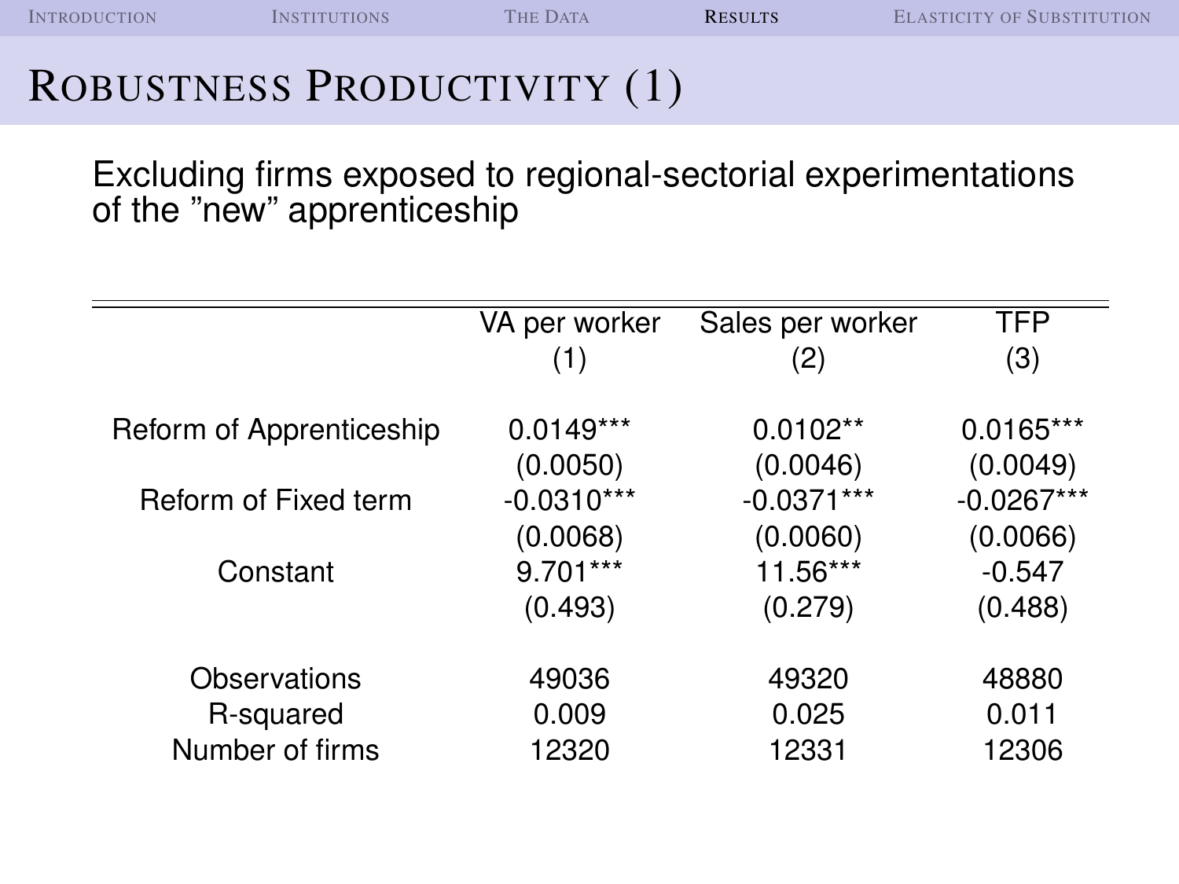# Robustness Productivity (1)

Excluding firms exposed to regional-sectorial experimentations of the ”new” apprenticeship

| | VA per worker | Sales per worker | TFP |
|---|---|---|---|
| | (1) | (2) | (3) |
| Reform of Apprenticeship | 0.0149*** | 0.0102** | 0.0165*** |
| | (0.0050) | (0.0046) | (0.0049) |
| Reform of Fixed term | -0.0310*** | -0.0371*** | -0.0267*** |
| | (0.0068) | (0.0060) | (0.0066) |
| Constant | 9.701*** | 11.56*** | -0.547 |
| | (0.493) | (0.279) | (0.488) |
| Observations | 49036 | 49320 | 48880 |
| R-squared | 0.009 | 0.025 | 0.011 |
| Number of firms | 12320 | 12331 | 12306 |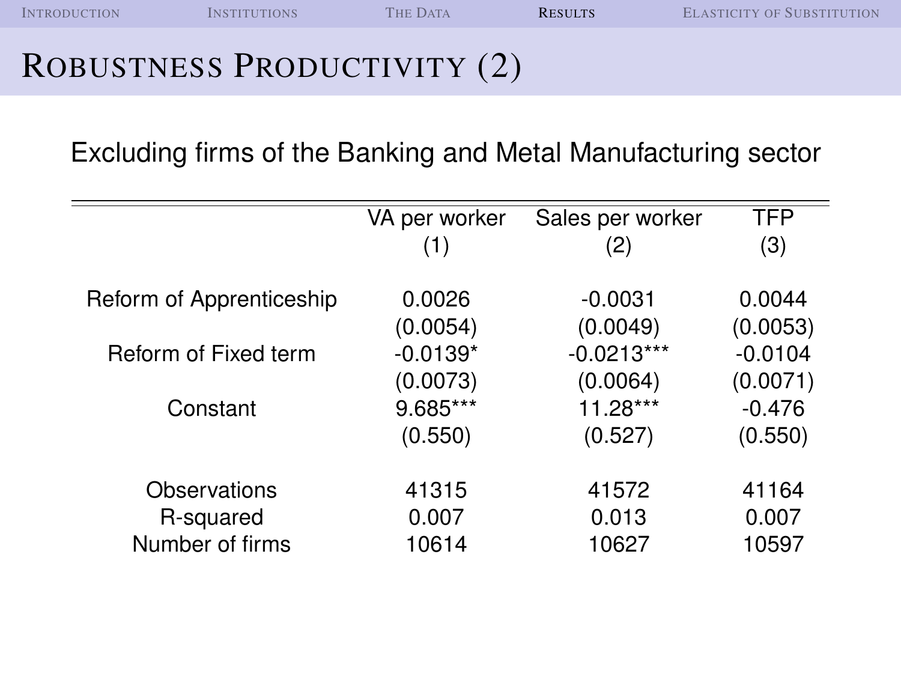# Robustness Productivity (2)

Excluding firms of the Banking and Metal Manufacturing sector

| | VA per worker | Sales per worker | TFP |
|---|---|---|---|
| | (1) | (2) | (3) |
| Reform of Apprenticeship | 0.0026 | -0.0031 | 0.0044 |
| | (0.0054) | (0.0049) | (0.0053) |
| Reform of Fixed term | -0.0139* | -0.0213*** | -0.0104 |
| | (0.0073) | (0.0064) | (0.0071) |
| Constant | 9.685*** | 11.28*** | -0.476 |
| | (0.550) | (0.527) | (0.550) |
| Observations | 41315 | 41572 | 41164 |
| R-squared | 0.007 | 0.013 | 0.007 |
| Number of firms | 10614 | 10627 | 10597 |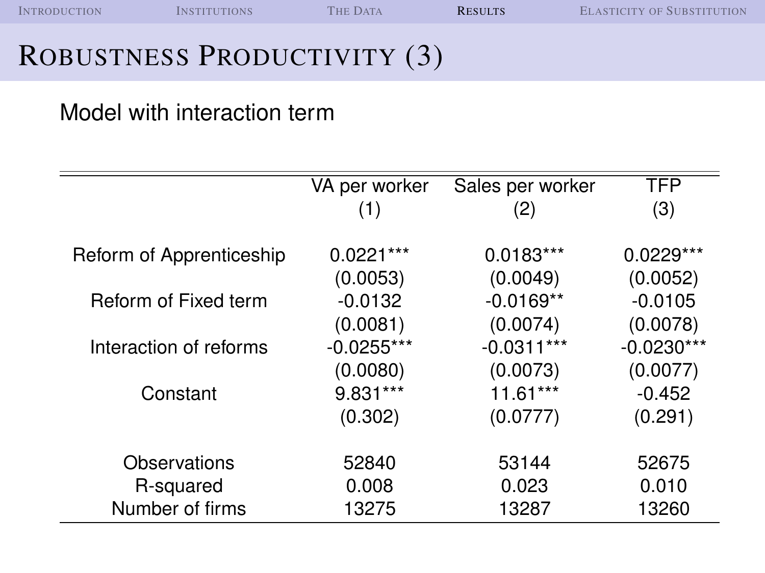# Robustness Productivity (3)

Model with interaction term

| | VA per worker | Sales per worker | TFP |
|---|---|---|---|
| | (1) | (2) | (3) |
| Reform of Apprenticeship | 0.0221*** | 0.0183*** | 0.0229*** |
| | (0.0053) | (0.0049) | (0.0052) |
| Reform of Fixed term | -0.0132 | -0.0169** | -0.0105 |
| | (0.0081) | (0.0074) | (0.0078) |
| Interaction of reforms | -0.0255*** | -0.0311*** | -0.0230*** |
| | (0.0080) | (0.0073) | (0.0077) |
| Constant | 9.831*** | 11.61*** | -0.452 |
| | (0.302) | (0.0777) | (0.291) |
| Observations | 52840 | 53144 | 52675 |
| R-squared | 0.008 | 0.023 | 0.010 |
| Number of firms | 13275 | 13287 | 13260 |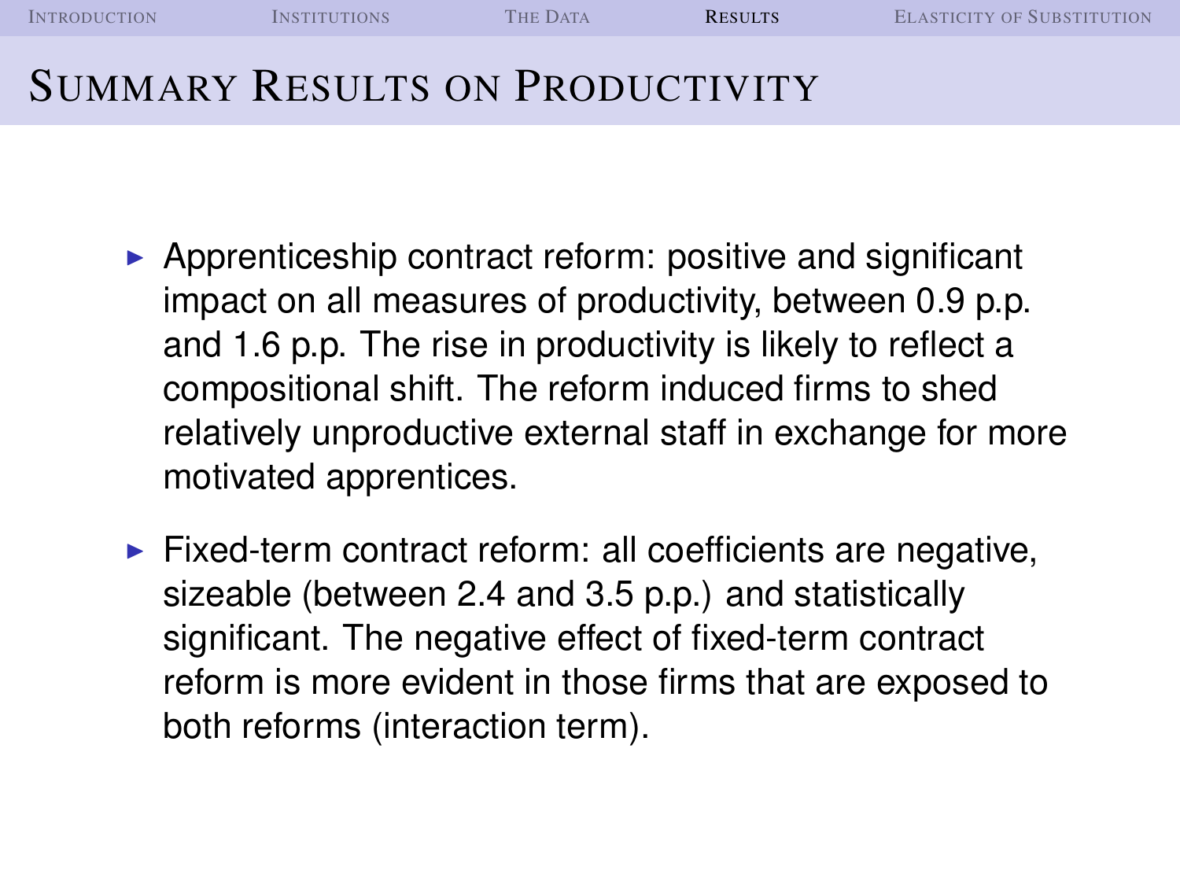# Summary Results on Productivity

- Apprenticeship contract reform: positive and significant impact on all measures of productivity, between 0.9 p.p. and 1.6 p.p. The rise in productivity is likely to reflect a compositional shift. The reform induced firms to shed relatively unproductive external staff in exchange for more motivated apprentices.
- Fixed-term contract reform: all coefficients are negative, sizeable (between 2.4 and 3.5 p.p.) and statistically significant. The negative effect of fixed-term contract reform is more evident in those firms that are exposed to both reforms (interaction term).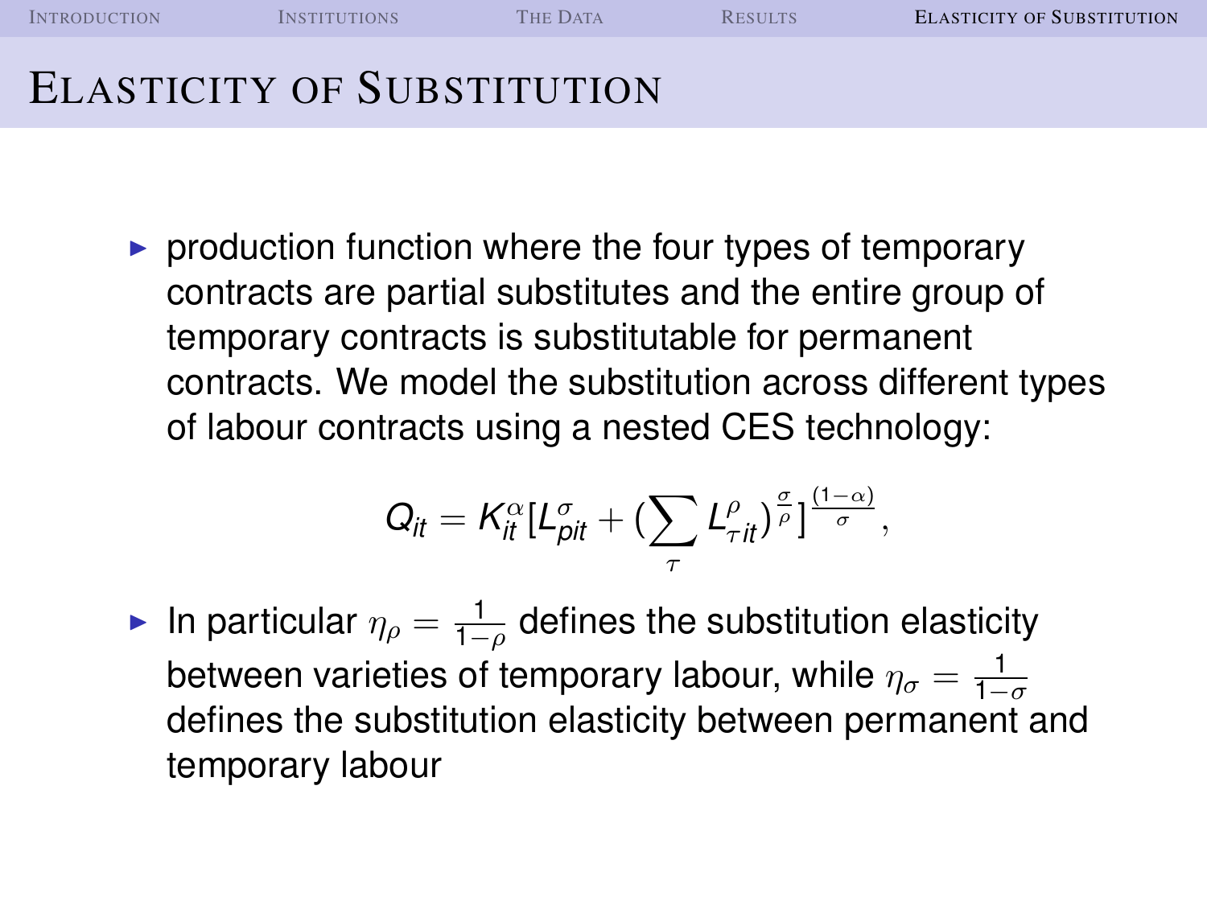# Elasticity of Substitution

- production function where the four types of temporary contracts are partial substitutes and the entire group of temporary contracts is substitutable for permanent contracts. We model the substitution across different types of labour contracts using a nested CES technology:

$$Q_{it} = K_{it}^{\alpha}[L_{pit}^{\sigma} + (\sum_{\tau} L_{\tau it}^{\rho})^{\frac{\sigma}{\rho}}]^{\frac{(1-\alpha)}{\sigma}},$$

- In particular $\eta_{\rho} = \frac{1}{1-\rho}$ defines the substitution elasticity between varieties of temporary labour, while $\eta_{\sigma} = \frac{1}{1-\sigma}$ defines the substitution elasticity between permanent and temporary labour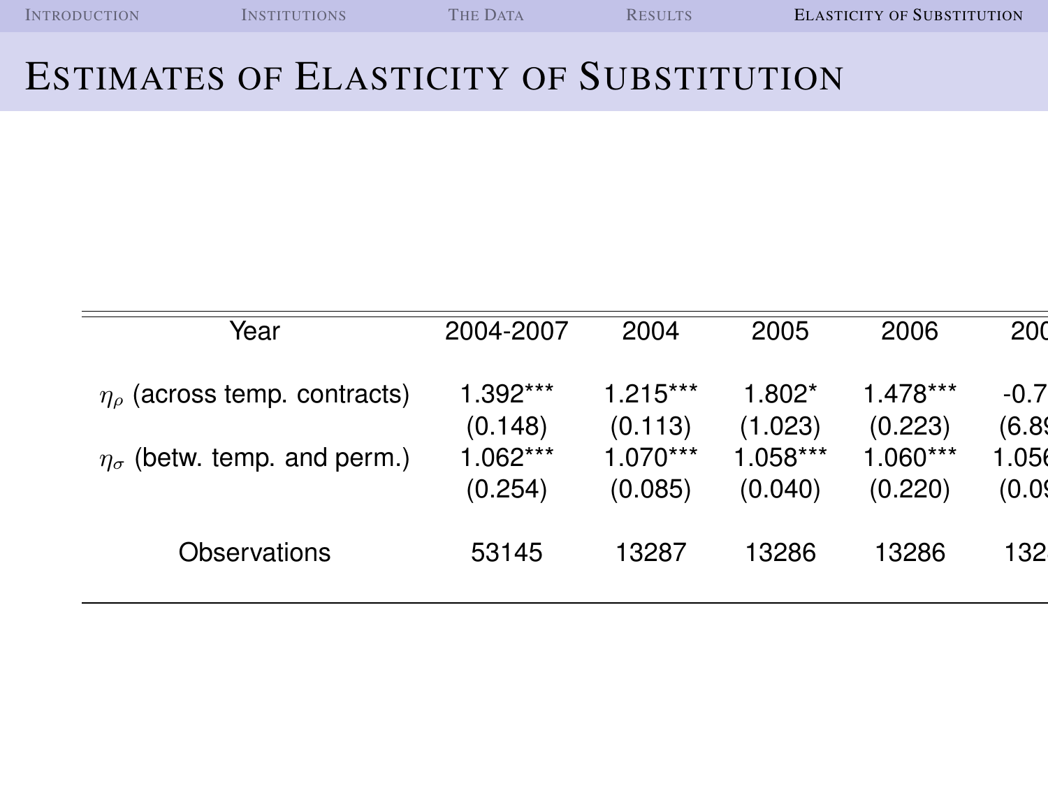# Estimates of Elasticity of Substitution

| Year | 2004-2007 | 2004 | 2005 | 2006 | 200 |
|---|---|---|---|---|---|
| $\eta_\rho$ (across temp. contracts) | 1.392*** | 1.215*** | 1.802* | 1.478*** | -0.7 |
| | (0.148) | (0.113) | (1.023) | (0.223) | (6.8 |
| $\eta_\sigma$ (betw. temp. and perm.) | 1.062*** | 1.070*** | 1.058*** | 1.060*** | 1.05 |
| | (0.254) | (0.085) | (0.040) | (0.220) | (0.0 |
| Observations | 53145 | 13287 | 13286 | 13286 | 132 |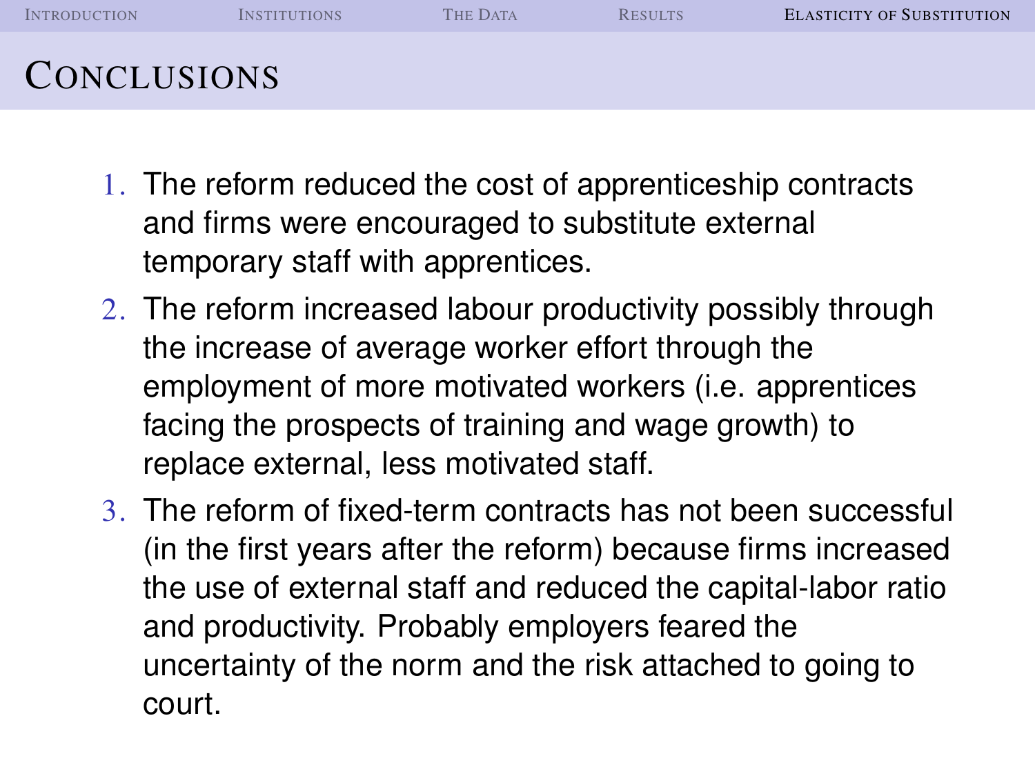# Conclusions

1. The reform reduced the cost of apprenticeship contracts and firms were encouraged to substitute external temporary staff with apprentices.
2. The reform increased labour productivity possibly through the increase of average worker effort through the employment of more motivated workers (i.e. apprentices facing the prospects of training and wage growth) to replace external, less motivated staff.
3. The reform of fixed-term contracts has not been successful (in the first years after the reform) because firms increased the use of external staff and reduced the capital-labor ratio and productivity. Probably employers feared the uncertainty of the norm and the risk attached to going to court.